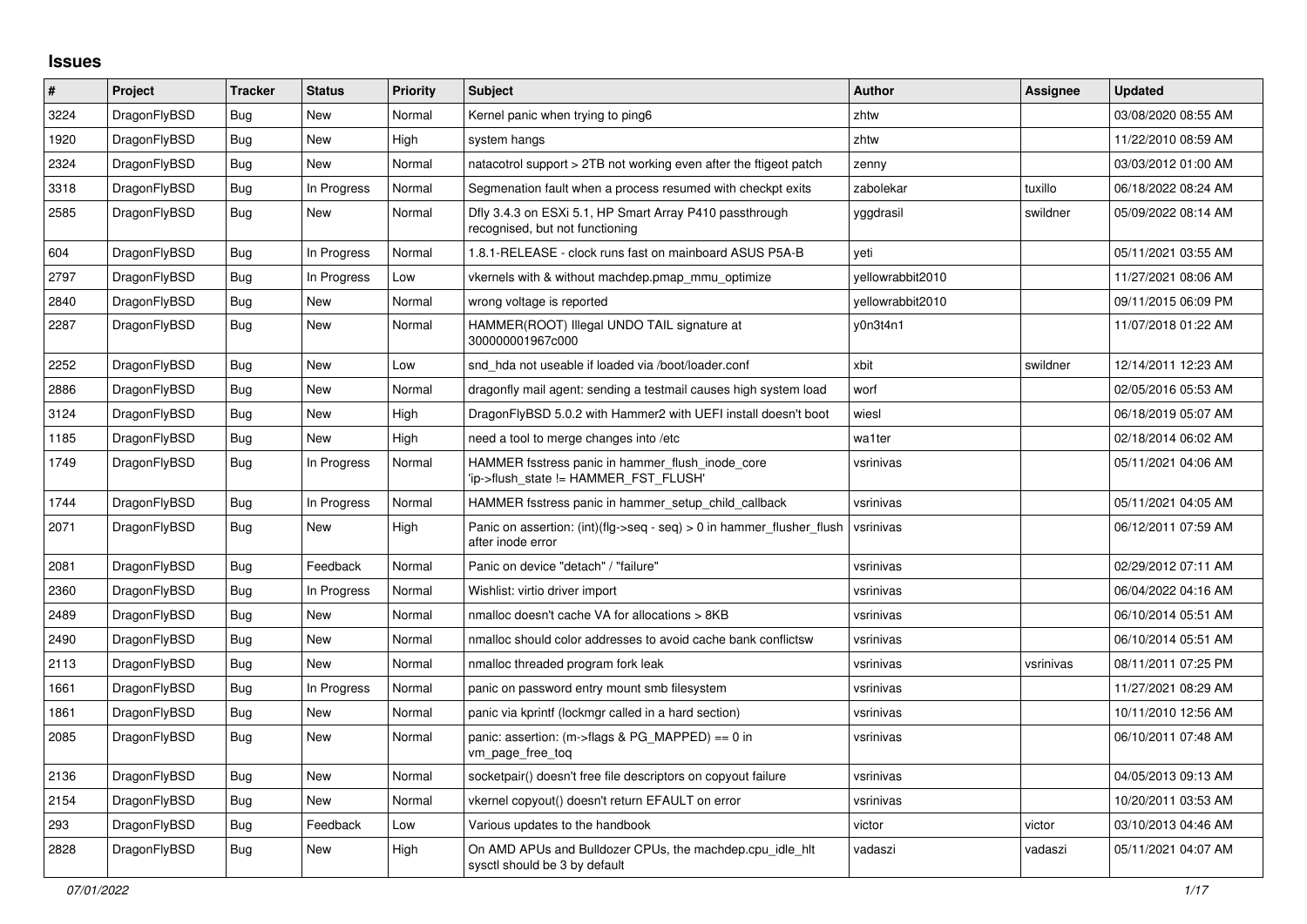## Issues

| # | Project | Tracker | Status | Priority | Subject | Author | Assignee | Updated |
|---|---|---|---|---|---|---|---|---|
| 3224 | DragonFlyBSD | Bug | New | Normal | Kernel panic when trying to ping6 | zhtw | | 03/08/2020 08:55 AM |
| 1920 | DragonFlyBSD | Bug | New | High | system hangs | zhtw | | 11/22/2010 08:59 AM |
| 2324 | DragonFlyBSD | Bug | New | Normal | natacotrol support > 2TB not working even after the ftigeot patch | zenny | | 03/03/2012 01:00 AM |
| 3318 | DragonFlyBSD | Bug | In Progress | Normal | Segmenation fault when a process resumed with checkpt exits | zabolekar | tuxillo | 06/18/2022 08:24 AM |
| 2585 | DragonFlyBSD | Bug | New | Normal | Dfly 3.4.3 on ESXi 5.1, HP Smart Array P410 passthrough recognised, but not functioning | yggdrasil | swildner | 05/09/2022 08:14 AM |
| 604 | DragonFlyBSD | Bug | In Progress | Normal | 1.8.1-RELEASE - clock runs fast on mainboard ASUS P5A-B | yeti | | 05/11/2021 03:55 AM |
| 2797 | DragonFlyBSD | Bug | In Progress | Low | vkernels with & without machdep.pmap_mmu_optimize | yellowrabbit2010 | | 11/27/2021 08:06 AM |
| 2840 | DragonFlyBSD | Bug | New | Normal | wrong voltage is reported | yellowrabbit2010 | | 09/11/2015 06:09 PM |
| 2287 | DragonFlyBSD | Bug | New | Normal | HAMMER(ROOT) Illegal UNDO TAIL signature at 300000001967c000 | y0n3t4n1 | | 11/07/2018 01:22 AM |
| 2252 | DragonFlyBSD | Bug | New | Low | snd_hda not useable if loaded via /boot/loader.conf | xbit | swildner | 12/14/2011 12:23 AM |
| 2886 | DragonFlyBSD | Bug | New | Normal | dragonfly mail agent: sending a testmail causes high system load | worf | | 02/05/2016 05:53 AM |
| 3124 | DragonFlyBSD | Bug | New | High | DragonFlyBSD 5.0.2 with Hammer2 with UEFI install doesn't boot | wiesl | | 06/18/2019 05:07 AM |
| 1185 | DragonFlyBSD | Bug | New | High | need a tool to merge changes into /etc | wa1ter | | 02/18/2014 06:02 AM |
| 1749 | DragonFlyBSD | Bug | In Progress | Normal | HAMMER fsstress panic in hammer_flush_inode_core 'ip->flush_state != HAMMER_FST_FLUSH' | vsrinivas | | 05/11/2021 04:06 AM |
| 1744 | DragonFlyBSD | Bug | In Progress | Normal | HAMMER fsstress panic in hammer_setup_child_callback | vsrinivas | | 05/11/2021 04:05 AM |
| 2071 | DragonFlyBSD | Bug | New | High | Panic on assertion: (int)(flg->seq - seq) > 0 in hammer_flusher_flush after inode error | vsrinivas | | 06/12/2011 07:59 AM |
| 2081 | DragonFlyBSD | Bug | Feedback | Normal | Panic on device "detach" / "failure" | vsrinivas | | 02/29/2012 07:11 AM |
| 2360 | DragonFlyBSD | Bug | In Progress | Normal | Wishlist: virtio driver import | vsrinivas | | 06/04/2022 04:16 AM |
| 2489 | DragonFlyBSD | Bug | New | Normal | nmalloc doesn't cache VA for allocations > 8KB | vsrinivas | | 06/10/2014 05:51 AM |
| 2490 | DragonFlyBSD | Bug | New | Normal | nmalloc should color addresses to avoid cache bank conflictsw | vsrinivas | | 06/10/2014 05:51 AM |
| 2113 | DragonFlyBSD | Bug | New | Normal | nmalloc threaded program fork leak | vsrinivas | vsrinivas | 08/11/2011 07:25 PM |
| 1661 | DragonFlyBSD | Bug | In Progress | Normal | panic on password entry mount smb filesystem | vsrinivas | | 11/27/2021 08:29 AM |
| 1861 | DragonFlyBSD | Bug | New | Normal | panic via kprintf (lockmgr called in a hard section) | vsrinivas | | 10/11/2010 12:56 AM |
| 2085 | DragonFlyBSD | Bug | New | Normal | panic: assertion: (m->flags & PG_MAPPED) == 0 in vm_page_free_toq | vsrinivas | | 06/10/2011 07:48 AM |
| 2136 | DragonFlyBSD | Bug | New | Normal | socketpair() doesn't free file descriptors on copyout failure | vsrinivas | | 04/05/2013 09:13 AM |
| 2154 | DragonFlyBSD | Bug | New | Normal | vkernel copyout() doesn't return EFAULT on error | vsrinivas | | 10/20/2011 03:53 AM |
| 293 | DragonFlyBSD | Bug | Feedback | Low | Various updates to the handbook | victor | victor | 03/10/2013 04:46 AM |
| 2828 | DragonFlyBSD | Bug | New | High | On AMD APUs and Bulldozer CPUs, the machdep.cpu_idle_hlt sysctl should be 3 by default | vadaszi | vadaszi | 05/11/2021 04:07 AM |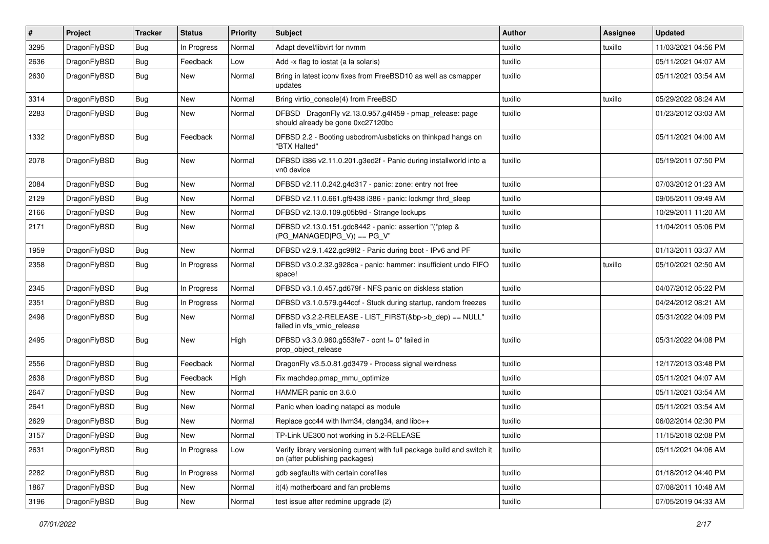| # | Project | Tracker | Status | Priority | Subject | Author | Assignee | Updated |
|---|---|---|---|---|---|---|---|---|
| 3295 | DragonFlyBSD | Bug | In Progress | Normal | Adapt devel/libvirt for nvmm | tuxillo | tuxillo | 11/03/2021 04:56 PM |
| 2636 | DragonFlyBSD | Bug | Feedback | Low | Add -x flag to iostat (a la solaris) | tuxillo | | 05/11/2021 04:07 AM |
| 2630 | DragonFlyBSD | Bug | New | Normal | Bring in latest iconv fixes from FreeBSD10 as well as csmapper updates | tuxillo | | 05/11/2021 03:54 AM |
| 3314 | DragonFlyBSD | Bug | New | Normal | Bring virtio_console(4) from FreeBSD | tuxillo | tuxillo | 05/29/2022 08:24 AM |
| 2283 | DragonFlyBSD | Bug | New | Normal | DFBSD DragonFly v2.13.0.957.g4f459 - pmap_release: page should already be gone 0xc27120bc | tuxillo | | 01/23/2012 03:03 AM |
| 1332 | DragonFlyBSD | Bug | Feedback | Normal | DFBSD 2.2 - Booting usbcdrom/usbsticks on thinkpad hangs on "BTX Halted" | tuxillo | | 05/11/2021 04:00 AM |
| 2078 | DragonFlyBSD | Bug | New | Normal | DFBSD i386 v2.11.0.201.g3ed2f - Panic during installworld into a vn0 device | tuxillo | | 05/19/2011 07:50 PM |
| 2084 | DragonFlyBSD | Bug | New | Normal | DFBSD v2.11.0.242.g4d317 - panic: zone: entry not free | tuxillo | | 07/03/2012 01:23 AM |
| 2129 | DragonFlyBSD | Bug | New | Normal | DFBSD v2.11.0.661.gf9438 i386 - panic: lockmgr thrd_sleep | tuxillo | | 09/05/2011 09:49 AM |
| 2166 | DragonFlyBSD | Bug | New | Normal | DFBSD v2.13.0.109.g05b9d - Strange lockups | tuxillo | | 10/29/2011 11:20 AM |
| 2171 | DragonFlyBSD | Bug | New | Normal | DFBSD v2.13.0.151.gdc8442 - panic: assertion "(*ptep & (PG_MANAGED\|PG_V)) == PG_V" | tuxillo | | 11/04/2011 05:06 PM |
| 1959 | DragonFlyBSD | Bug | New | Normal | DFBSD v2.9.1.422.gc98f2 - Panic during boot - IPv6 and PF | tuxillo | | 01/13/2011 03:37 AM |
| 2358 | DragonFlyBSD | Bug | In Progress | Normal | DFBSD v3.0.2.32.g928ca - panic: hammer: insufficient undo FIFO space! | tuxillo | tuxillo | 05/10/2021 02:50 AM |
| 2345 | DragonFlyBSD | Bug | In Progress | Normal | DFBSD v3.1.0.457.gd679f - NFS panic on diskless station | tuxillo | | 04/07/2012 05:22 PM |
| 2351 | DragonFlyBSD | Bug | In Progress | Normal | DFBSD v3.1.0.579.g44ccf - Stuck during startup, random freezes | tuxillo | | 04/24/2012 08:21 AM |
| 2498 | DragonFlyBSD | Bug | New | Normal | DFBSD v3.2.2-RELEASE - LIST_FIRST(&bp->b_dep) == NULL" failed in vfs_vmio_release | tuxillo | | 05/31/2022 04:09 PM |
| 2495 | DragonFlyBSD | Bug | New | High | DFBSD v3.3.0.960.g553fe7 - ocnt != 0" failed in prop_object_release | tuxillo | | 05/31/2022 04:08 PM |
| 2556 | DragonFlyBSD | Bug | Feedback | Normal | DragonFly v3.5.0.81.gd3479 - Process signal weirdness | tuxillo | | 12/17/2013 03:48 PM |
| 2638 | DragonFlyBSD | Bug | Feedback | High | Fix machdep.pmap_mmu_optimize | tuxillo | | 05/11/2021 04:07 AM |
| 2647 | DragonFlyBSD | Bug | New | Normal | HAMMER panic on 3.6.0 | tuxillo | | 05/11/2021 03:54 AM |
| 2641 | DragonFlyBSD | Bug | New | Normal | Panic when loading natapci as module | tuxillo | | 05/11/2021 03:54 AM |
| 2629 | DragonFlyBSD | Bug | New | Normal | Replace gcc44 with llvm34, clang34, and libc++ | tuxillo | | 06/02/2014 02:30 PM |
| 3157 | DragonFlyBSD | Bug | New | Normal | TP-Link UE300 not working in 5.2-RELEASE | tuxillo | | 11/15/2018 02:08 PM |
| 2631 | DragonFlyBSD | Bug | In Progress | Low | Verify library versioning current with full package build and switch it on (after publishing packages) | tuxillo | | 05/11/2021 04:06 AM |
| 2282 | DragonFlyBSD | Bug | In Progress | Normal | gdb segfaults with certain corefiles | tuxillo | | 01/18/2012 04:40 PM |
| 1867 | DragonFlyBSD | Bug | New | Normal | it(4) motherboard and fan problems | tuxillo | | 07/08/2011 10:48 AM |
| 3196 | DragonFlyBSD | Bug | New | Normal | test issue after redmine upgrade (2) | tuxillo | | 07/05/2019 04:33 AM |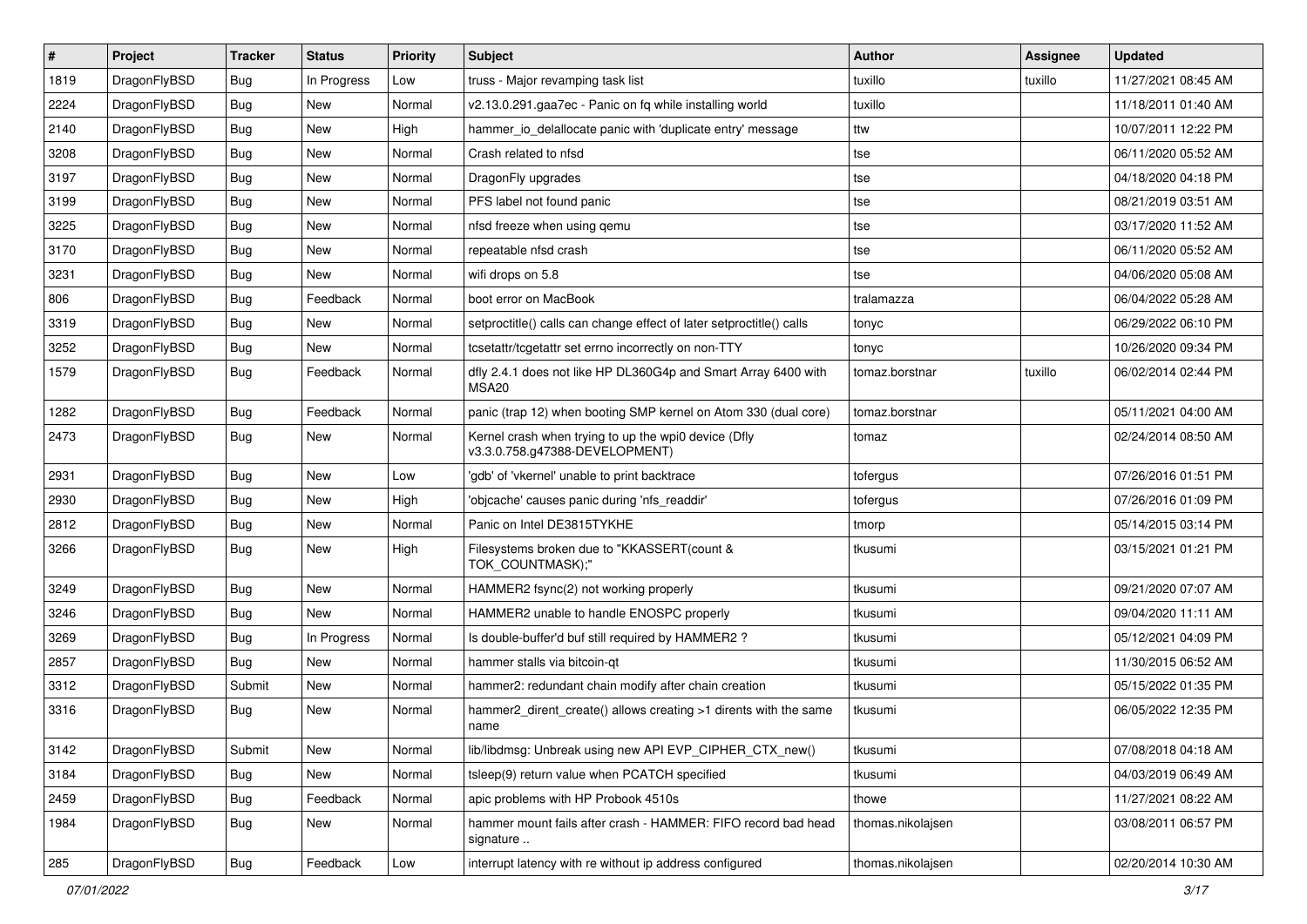| # | Project | Tracker | Status | Priority | Subject | Author | Assignee | Updated |
|---|---|---|---|---|---|---|---|---|
| 1819 | DragonFlyBSD | Bug | In Progress | Low | truss - Major revamping task list | tuxillo | tuxillo | 11/27/2021 08:45 AM |
| 2224 | DragonFlyBSD | Bug | New | Normal | v2.13.0.291.gaa7ec - Panic on fq while installing world | tuxillo | | 11/18/2011 01:40 AM |
| 2140 | DragonFlyBSD | Bug | New | High | hammer_io_delallocate panic with 'duplicate entry' message | ttw | | 10/07/2011 12:22 PM |
| 3208 | DragonFlyBSD | Bug | New | Normal | Crash related to nfsd | tse | | 06/11/2020 05:52 AM |
| 3197 | DragonFlyBSD | Bug | New | Normal | DragonFly upgrades | tse | | 04/18/2020 04:18 PM |
| 3199 | DragonFlyBSD | Bug | New | Normal | PFS label not found panic | tse | | 08/21/2019 03:51 AM |
| 3225 | DragonFlyBSD | Bug | New | Normal | nfsd freeze when using qemu | tse | | 03/17/2020 11:52 AM |
| 3170 | DragonFlyBSD | Bug | New | Normal | repeatable nfsd crash | tse | | 06/11/2020 05:52 AM |
| 3231 | DragonFlyBSD | Bug | New | Normal | wifi drops on 5.8 | tse | | 04/06/2020 05:08 AM |
| 806 | DragonFlyBSD | Bug | Feedback | Normal | boot error on MacBook | tralamazza | | 06/04/2022 05:28 AM |
| 3319 | DragonFlyBSD | Bug | New | Normal | setproctitle() calls can change effect of later setproctitle() calls | tonyc | | 06/29/2022 06:10 PM |
| 3252 | DragonFlyBSD | Bug | New | Normal | tcsetattr/tcgetattr set errno incorrectly on non-TTY | tonyc | | 10/26/2020 09:34 PM |
| 1579 | DragonFlyBSD | Bug | Feedback | Normal | dfly 2.4.1 does not like HP DL360G4p and Smart Array 6400 with MSA20 | tomaz.borstnar | tuxillo | 06/02/2014 02:44 PM |
| 1282 | DragonFlyBSD | Bug | Feedback | Normal | panic (trap 12) when booting SMP kernel on Atom 330 (dual core) | tomaz.borstnar | | 05/11/2021 04:00 AM |
| 2473 | DragonFlyBSD | Bug | New | Normal | Kernel crash when trying to up the wpi0 device (Dfly v3.3.0.758.g47388-DEVELOPMENT) | tomaz | | 02/24/2014 08:50 AM |
| 2931 | DragonFlyBSD | Bug | New | Low | 'gdb' of 'vkernel' unable to print backtrace | tofergus | | 07/26/2016 01:51 PM |
| 2930 | DragonFlyBSD | Bug | New | High | 'objcache' causes panic during 'nfs_readdir' | tofergus | | 07/26/2016 01:09 PM |
| 2812 | DragonFlyBSD | Bug | New | Normal | Panic on Intel DE3815TYKHE | tmorp | | 05/14/2015 03:14 PM |
| 3266 | DragonFlyBSD | Bug | New | High | Filesystems broken due to "KKASSERT(count & TOK_COUNTMASK);" | tkusumi | | 03/15/2021 01:21 PM |
| 3249 | DragonFlyBSD | Bug | New | Normal | HAMMER2 fsync(2) not working properly | tkusumi | | 09/21/2020 07:07 AM |
| 3246 | DragonFlyBSD | Bug | New | Normal | HAMMER2 unable to handle ENOSPC properly | tkusumi | | 09/04/2020 11:11 AM |
| 3269 | DragonFlyBSD | Bug | In Progress | Normal | Is double-buffer'd buf still required by HAMMER2 ? | tkusumi | | 05/12/2021 04:09 PM |
| 2857 | DragonFlyBSD | Bug | New | Normal | hammer stalls via bitcoin-qt | tkusumi | | 11/30/2015 06:52 AM |
| 3312 | DragonFlyBSD | Submit | New | Normal | hammer2: redundant chain modify after chain creation | tkusumi | | 05/15/2022 01:35 PM |
| 3316 | DragonFlyBSD | Bug | New | Normal | hammer2_dirent_create() allows creating >1 dirents with the same name | tkusumi | | 06/05/2022 12:35 PM |
| 3142 | DragonFlyBSD | Submit | New | Normal | lib/libdmsg: Unbreak using new API EVP_CIPHER_CTX_new() | tkusumi | | 07/08/2018 04:18 AM |
| 3184 | DragonFlyBSD | Bug | New | Normal | tsleep(9) return value when PCATCH specified | tkusumi | | 04/03/2019 06:49 AM |
| 2459 | DragonFlyBSD | Bug | Feedback | Normal | apic problems with HP Probook 4510s | thowe | | 11/27/2021 08:22 AM |
| 1984 | DragonFlyBSD | Bug | New | Normal | hammer mount fails after crash - HAMMER: FIFO record bad head signature .. | thomas.nikolajsen | | 03/08/2011 06:57 PM |
| 285 | DragonFlyBSD | Bug | Feedback | Low | interrupt latency with re without ip address configured | thomas.nikolajsen | | 02/20/2014 10:30 AM |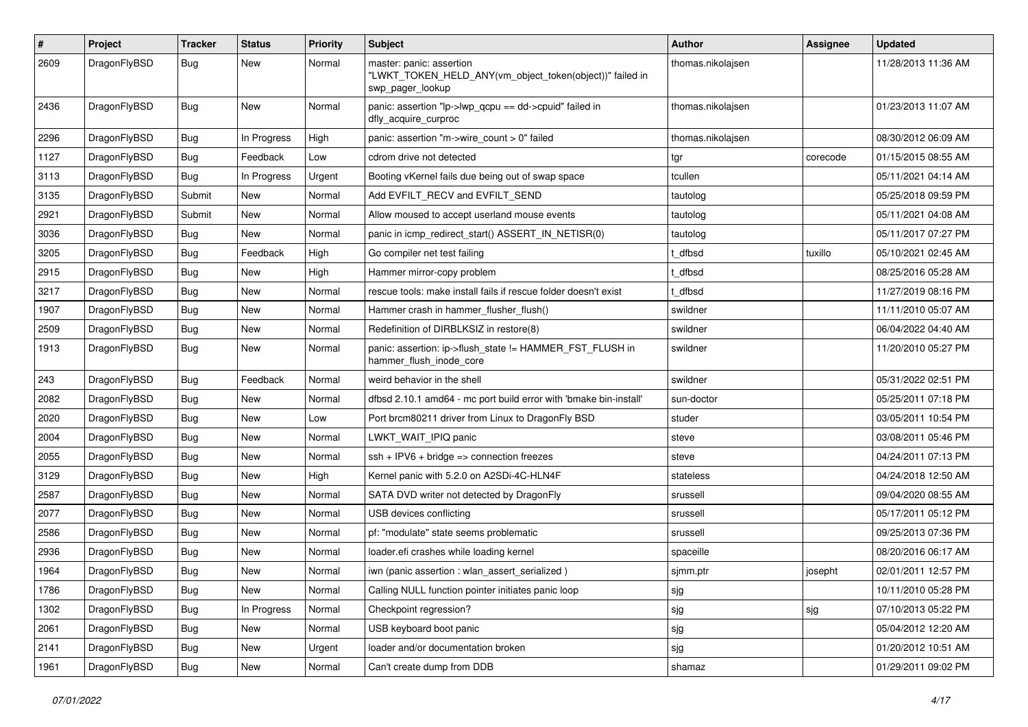| # | Project | Tracker | Status | Priority | Subject | Author | Assignee | Updated |
|---|---|---|---|---|---|---|---|---|
| 2609 | DragonFlyBSD | Bug | New | Normal | master: panic: assertion "LWKT_TOKEN_HELD_ANY(vm_object_token(object))" failed in swp_pager_lookup | thomas.nikolajsen | | 11/28/2013 11:36 AM |
| 2436 | DragonFlyBSD | Bug | New | Normal | panic: assertion "lp->lwp_qcpu == dd->cpuid" failed in dfly_acquire_curproc | thomas.nikolajsen | | 01/23/2013 11:07 AM |
| 2296 | DragonFlyBSD | Bug | In Progress | High | panic: assertion "m->wire_count > 0" failed | thomas.nikolajsen | | 08/30/2012 06:09 AM |
| 1127 | DragonFlyBSD | Bug | Feedback | Low | cdrom drive not detected | tgr | corecode | 01/15/2015 08:55 AM |
| 3113 | DragonFlyBSD | Bug | In Progress | Urgent | Booting vKernel fails due being out of swap space | tcullen | | 05/11/2021 04:14 AM |
| 3135 | DragonFlyBSD | Submit | New | Normal | Add EVFILT_RECV and EVFILT_SEND | tautolog | | 05/25/2018 09:59 PM |
| 2921 | DragonFlyBSD | Submit | New | Normal | Allow moused to accept userland mouse events | tautolog | | 05/11/2021 04:08 AM |
| 3036 | DragonFlyBSD | Bug | New | Normal | panic in icmp_redirect_start() ASSERT_IN_NETISR(0) | tautolog | | 05/11/2017 07:27 PM |
| 3205 | DragonFlyBSD | Bug | Feedback | High | Go compiler net test failing | t_dfbsd | tuxillo | 05/10/2021 02:45 AM |
| 2915 | DragonFlyBSD | Bug | New | High | Hammer mirror-copy problem | t_dfbsd | | 08/25/2016 05:28 AM |
| 3217 | DragonFlyBSD | Bug | New | Normal | rescue tools: make install fails if rescue folder doesn't exist | t_dfbsd | | 11/27/2019 08:16 PM |
| 1907 | DragonFlyBSD | Bug | New | Normal | Hammer crash in hammer_flusher_flush() | swildner | | 11/11/2010 05:07 AM |
| 2509 | DragonFlyBSD | Bug | New | Normal | Redefinition of DIRBLKSIZ in restore(8) | swildner | | 06/04/2022 04:40 AM |
| 1913 | DragonFlyBSD | Bug | New | Normal | panic: assertion: ip->flush_state != HAMMER_FST_FLUSH in hammer_flush_inode_core | swildner | | 11/20/2010 05:27 PM |
| 243 | DragonFlyBSD | Bug | Feedback | Normal | weird behavior in the shell | swildner | | 05/31/2022 02:51 PM |
| 2082 | DragonFlyBSD | Bug | New | Normal | dfbsd 2.10.1 amd64 - mc port build error with 'bmake bin-install' | sun-doctor | | 05/25/2011 07:18 PM |
| 2020 | DragonFlyBSD | Bug | New | Low | Port brcm80211 driver from Linux to DragonFly BSD | studer | | 03/05/2011 10:54 PM |
| 2004 | DragonFlyBSD | Bug | New | Normal | LWKT_WAIT_IPIQ panic | steve | | 03/08/2011 05:46 PM |
| 2055 | DragonFlyBSD | Bug | New | Normal | ssh + IPV6 + bridge => connection freezes | steve | | 04/24/2011 07:13 PM |
| 3129 | DragonFlyBSD | Bug | New | High | Kernel panic with 5.2.0 on A2SDi-4C-HLN4F | stateless | | 04/24/2018 12:50 AM |
| 2587 | DragonFlyBSD | Bug | New | Normal | SATA DVD writer not detected by DragonFly | srussell | | 09/04/2020 08:55 AM |
| 2077 | DragonFlyBSD | Bug | New | Normal | USB devices conflicting | srussell | | 05/17/2011 05:12 PM |
| 2586 | DragonFlyBSD | Bug | New | Normal | pf: "modulate" state seems problematic | srussell | | 09/25/2013 07:36 PM |
| 2936 | DragonFlyBSD | Bug | New | Normal | loader.efi crashes while loading kernel | spaceille | | 08/20/2016 06:17 AM |
| 1964 | DragonFlyBSD | Bug | New | Normal | iwn (panic assertion : wlan_assert_serialized ) | sjmm.ptr | josepht | 02/01/2011 12:57 PM |
| 1786 | DragonFlyBSD | Bug | New | Normal | Calling NULL function pointer initiates panic loop | sjg | | 10/11/2010 05:28 PM |
| 1302 | DragonFlyBSD | Bug | In Progress | Normal | Checkpoint regression? | sjg | sjg | 07/10/2013 05:22 PM |
| 2061 | DragonFlyBSD | Bug | New | Normal | USB keyboard boot panic | sjg | | 05/04/2012 12:20 AM |
| 2141 | DragonFlyBSD | Bug | New | Urgent | loader and/or documentation broken | sjg | | 01/20/2012 10:51 AM |
| 1961 | DragonFlyBSD | Bug | New | Normal | Can't create dump from DDB | shamaz | | 01/29/2011 09:02 PM |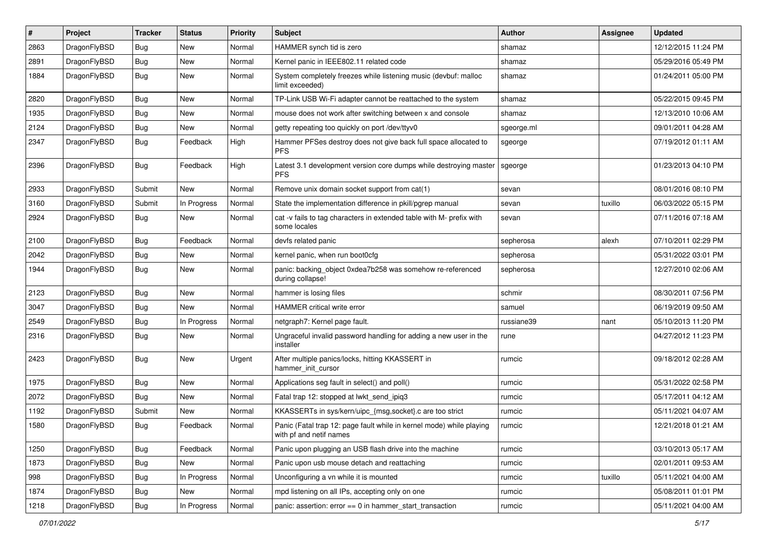| # | Project | Tracker | Status | Priority | Subject | Author | Assignee | Updated |
|---|---|---|---|---|---|---|---|---|
| 2863 | DragonFlyBSD | Bug | New | Normal | HAMMER synch tid is zero | shamaz | | 12/12/2015 11:24 PM |
| 2891 | DragonFlyBSD | Bug | New | Normal | Kernel panic in IEEE802.11 related code | shamaz | | 05/29/2016 05:49 PM |
| 1884 | DragonFlyBSD | Bug | New | Normal | System completely freezes while listening music (devbuf: malloc limit exceeded) | shamaz | | 01/24/2011 05:00 PM |
| 2820 | DragonFlyBSD | Bug | New | Normal | TP-Link USB Wi-Fi adapter cannot be reattached to the system | shamaz | | 05/22/2015 09:45 PM |
| 1935 | DragonFlyBSD | Bug | New | Normal | mouse does not work after switching between x and console | shamaz | | 12/13/2010 10:06 AM |
| 2124 | DragonFlyBSD | Bug | New | Normal | getty repeating too quickly on port /dev/ttyv0 | sgeorge.ml | | 09/01/2011 04:28 AM |
| 2347 | DragonFlyBSD | Bug | Feedback | High | Hammer PFSes destroy does not give back full space allocated to PFS | sgeorge | | 07/19/2012 01:11 AM |
| 2396 | DragonFlyBSD | Bug | Feedback | High | Latest 3.1 development version core dumps while destroying master PFS | sgeorge | | 01/23/2013 04:10 PM |
| 2933 | DragonFlyBSD | Submit | New | Normal | Remove unix domain socket support from cat(1) | sevan | | 08/01/2016 08:10 PM |
| 3160 | DragonFlyBSD | Submit | In Progress | Normal | State the implementation difference in pkill/pgrep manual | sevan | tuxillo | 06/03/2022 05:15 PM |
| 2924 | DragonFlyBSD | Bug | New | Normal | cat -v fails to tag characters in extended table with M- prefix with some locales | sevan | | 07/11/2016 07:18 AM |
| 2100 | DragonFlyBSD | Bug | Feedback | Normal | devfs related panic | sepherosa | alexh | 07/10/2011 02:29 PM |
| 2042 | DragonFlyBSD | Bug | New | Normal | kernel panic, when run boot0cfg | sepherosa | | 05/31/2022 03:01 PM |
| 1944 | DragonFlyBSD | Bug | New | Normal | panic: backing_object 0xdea7b258 was somehow re-referenced during collapse! | sepherosa | | 12/27/2010 02:06 AM |
| 2123 | DragonFlyBSD | Bug | New | Normal | hammer is losing files | schmir | | 08/30/2011 07:56 PM |
| 3047 | DragonFlyBSD | Bug | New | Normal | HAMMER critical write error | samuel | | 06/19/2019 09:50 AM |
| 2549 | DragonFlyBSD | Bug | In Progress | Normal | netgraph7: Kernel page fault. | russiane39 | nant | 05/10/2013 11:20 PM |
| 2316 | DragonFlyBSD | Bug | New | Normal | Ungraceful invalid password handling for adding a new user in the installer | rune | | 04/27/2012 11:23 PM |
| 2423 | DragonFlyBSD | Bug | New | Urgent | After multiple panics/locks, hitting KKASSERT in hammer_init_cursor | rumcic | | 09/18/2012 02:28 AM |
| 1975 | DragonFlyBSD | Bug | New | Normal | Applications seg fault in select() and poll() | rumcic | | 05/31/2022 02:58 PM |
| 2072 | DragonFlyBSD | Bug | New | Normal | Fatal trap 12: stopped at lwkt_send_ipiq3 | rumcic | | 05/17/2011 04:12 AM |
| 1192 | DragonFlyBSD | Submit | New | Normal | KKASSERTs in sys/kern/uipc_{msg,socket}.c are too strict | rumcic | | 05/11/2021 04:07 AM |
| 1580 | DragonFlyBSD | Bug | Feedback | Normal | Panic (Fatal trap 12: page fault while in kernel mode) while playing with pf and netif names | rumcic | | 12/21/2018 01:21 AM |
| 1250 | DragonFlyBSD | Bug | Feedback | Normal | Panic upon plugging an USB flash drive into the machine | rumcic | | 03/10/2013 05:17 AM |
| 1873 | DragonFlyBSD | Bug | New | Normal | Panic upon usb mouse detach and reattaching | rumcic | | 02/01/2011 09:53 AM |
| 998 | DragonFlyBSD | Bug | In Progress | Normal | Unconfiguring a vn while it is mounted | rumcic | tuxillo | 05/11/2021 04:00 AM |
| 1874 | DragonFlyBSD | Bug | New | Normal | mpd listening on all IPs, accepting only on one | rumcic | | 05/08/2011 01:01 PM |
| 1218 | DragonFlyBSD | Bug | In Progress | Normal | panic: assertion: error == 0 in hammer_start_transaction | rumcic | | 05/11/2021 04:00 AM |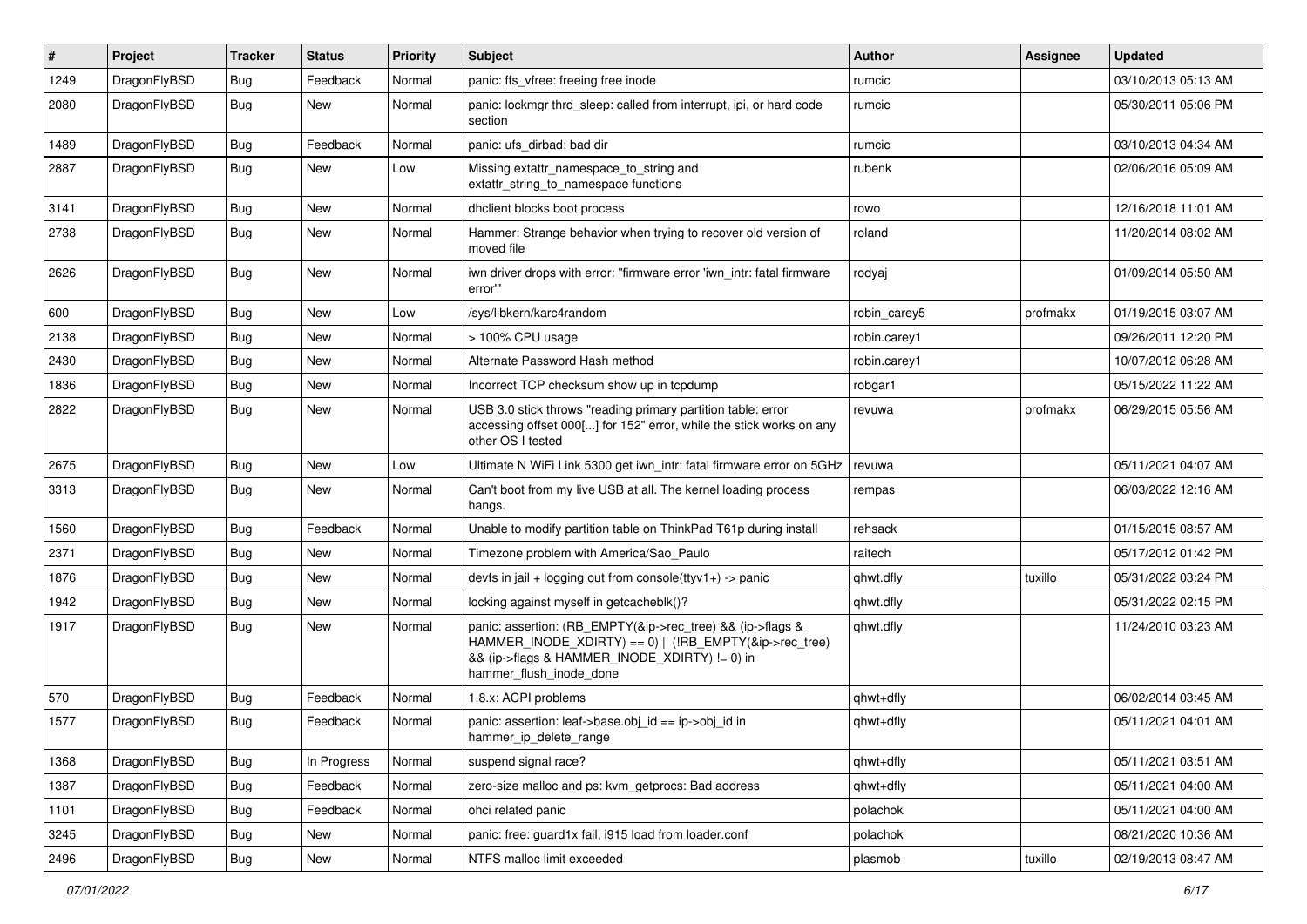| # | Project | Tracker | Status | Priority | Subject | Author | Assignee | Updated |
|---|---|---|---|---|---|---|---|---|
| 1249 | DragonFlyBSD | Bug | Feedback | Normal | panic: ffs_vfree: freeing free inode | rumcic | | 03/10/2013 05:13 AM |
| 2080 | DragonFlyBSD | Bug | New | Normal | panic: lockmgr thrd_sleep: called from interrupt, ipi, or hard code section | rumcic | | 05/30/2011 05:06 PM |
| 1489 | DragonFlyBSD | Bug | Feedback | Normal | panic: ufs_dirbad: bad dir | rumcic | | 03/10/2013 04:34 AM |
| 2887 | DragonFlyBSD | Bug | New | Low | Missing extattr_namespace_to_string and extattr_string_to_namespace functions | rubenk | | 02/06/2016 05:09 AM |
| 3141 | DragonFlyBSD | Bug | New | Normal | dhclient blocks boot process | rowo | | 12/16/2018 11:01 AM |
| 2738 | DragonFlyBSD | Bug | New | Normal | Hammer: Strange behavior when trying to recover old version of moved file | roland | | 11/20/2014 08:02 AM |
| 2626 | DragonFlyBSD | Bug | New | Normal | iwn driver drops with error: "firmware error 'iwn_intr: fatal firmware error'" | rodyaj | | 01/09/2014 05:50 AM |
| 600 | DragonFlyBSD | Bug | New | Low | /sys/libkern/karc4random | robin_carey5 | profmakx | 01/19/2015 03:07 AM |
| 2138 | DragonFlyBSD | Bug | New | Normal | > 100% CPU usage | robin.carey1 | | 09/26/2011 12:20 PM |
| 2430 | DragonFlyBSD | Bug | New | Normal | Alternate Password Hash method | robin.carey1 | | 10/07/2012 06:28 AM |
| 1836 | DragonFlyBSD | Bug | New | Normal | Incorrect TCP checksum show up in tcpdump | robgar1 | | 05/15/2022 11:22 AM |
| 2822 | DragonFlyBSD | Bug | New | Normal | USB 3.0 stick throws "reading primary partition table: error accessing offset 000[...] for 152" error, while the stick works on any other OS I tested | revuwa | profmakx | 06/29/2015 05:56 AM |
| 2675 | DragonFlyBSD | Bug | New | Low | Ultimate N WiFi Link 5300 get iwn_intr: fatal firmware error on 5GHz | revuwa | | 05/11/2021 04:07 AM |
| 3313 | DragonFlyBSD | Bug | New | Normal | Can't boot from my live USB at all. The kernel loading process hangs. | rempas | | 06/03/2022 12:16 AM |
| 1560 | DragonFlyBSD | Bug | Feedback | Normal | Unable to modify partition table on ThinkPad T61p during install | rehsack | | 01/15/2015 08:57 AM |
| 2371 | DragonFlyBSD | Bug | New | Normal | Timezone problem with America/Sao_Paulo | raitech | | 05/17/2012 01:42 PM |
| 1876 | DragonFlyBSD | Bug | New | Normal | devfs in jail + logging out from console(ttyv1+) -> panic | qhwt.dfly | tuxillo | 05/31/2022 03:24 PM |
| 1942 | DragonFlyBSD | Bug | New | Normal | locking against myself in getcacheblk()? | qhwt.dfly | | 05/31/2022 02:15 PM |
| 1917 | DragonFlyBSD | Bug | New | Normal | panic: assertion: (RB_EMPTY(&ip->rec_tree) && (ip->flags & HAMMER_INODE_XDIRTY) == 0) \|\| (!RB_EMPTY(&ip->rec_tree) && (ip->flags & HAMMER_INODE_XDIRTY) != 0) in hammer_flush_inode_done | qhwt.dfly | | 11/24/2010 03:23 AM |
| 570 | DragonFlyBSD | Bug | Feedback | Normal | 1.8.x: ACPI problems | qhwt+dfly | | 06/02/2014 03:45 AM |
| 1577 | DragonFlyBSD | Bug | Feedback | Normal | panic: assertion: leaf->base.obj_id == ip->obj_id in hammer_ip_delete_range | qhwt+dfly | | 05/11/2021 04:01 AM |
| 1368 | DragonFlyBSD | Bug | In Progress | Normal | suspend signal race? | qhwt+dfly | | 05/11/2021 03:51 AM |
| 1387 | DragonFlyBSD | Bug | Feedback | Normal | zero-size malloc and ps: kvm_getprocs: Bad address | qhwt+dfly | | 05/11/2021 04:00 AM |
| 1101 | DragonFlyBSD | Bug | Feedback | Normal | ohci related panic | polachok | | 05/11/2021 04:00 AM |
| 3245 | DragonFlyBSD | Bug | New | Normal | panic: free: guard1x fail, i915 load from loader.conf | polachok | | 08/21/2020 10:36 AM |
| 2496 | DragonFlyBSD | Bug | New | Normal | NTFS malloc limit exceeded | plasmob | tuxillo | 02/19/2013 08:47 AM |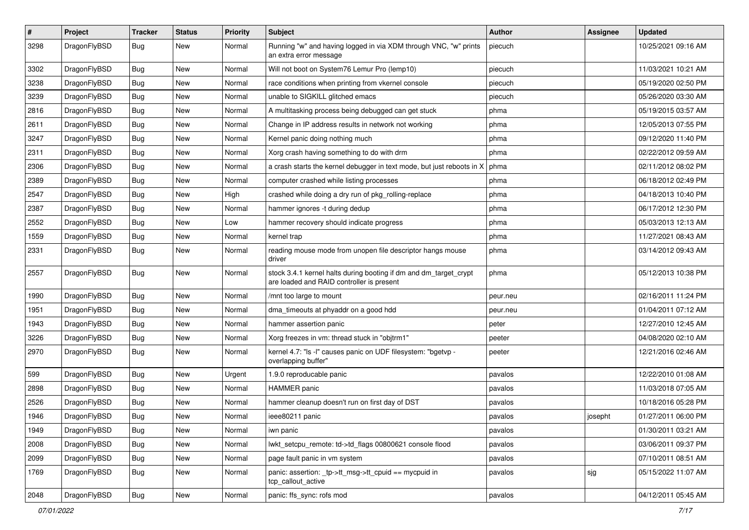| # | Project | Tracker | Status | Priority | Subject | Author | Assignee | Updated |
|---|---|---|---|---|---|---|---|---|
| 3298 | DragonFlyBSD | Bug | New | Normal | Running "w" and having logged in via XDM through VNC, "w" prints an extra error message | piecuch | | 10/25/2021 09:16 AM |
| 3302 | DragonFlyBSD | Bug | New | Normal | Will not boot on System76 Lemur Pro (lemp10) | piecuch | | 11/03/2021 10:21 AM |
| 3238 | DragonFlyBSD | Bug | New | Normal | race conditions when printing from vkernel console | piecuch | | 05/19/2020 02:50 PM |
| 3239 | DragonFlyBSD | Bug | New | Normal | unable to SIGKILL glitched emacs | piecuch | | 05/26/2020 03:30 AM |
| 2816 | DragonFlyBSD | Bug | New | Normal | A multitasking process being debugged can get stuck | phma | | 05/19/2015 03:57 AM |
| 2611 | DragonFlyBSD | Bug | New | Normal | Change in IP address results in network not working | phma | | 12/05/2013 07:55 PM |
| 3247 | DragonFlyBSD | Bug | New | Normal | Kernel panic doing nothing much | phma | | 09/12/2020 11:40 PM |
| 2311 | DragonFlyBSD | Bug | New | Normal | Xorg crash having something to do with drm | phma | | 02/22/2012 09:59 AM |
| 2306 | DragonFlyBSD | Bug | New | Normal | a crash starts the kernel debugger in text mode, but just reboots in X | phma | | 02/11/2012 08:02 PM |
| 2389 | DragonFlyBSD | Bug | New | Normal | computer crashed while listing processes | phma | | 06/18/2012 02:49 PM |
| 2547 | DragonFlyBSD | Bug | New | High | crashed while doing a dry run of pkg_rolling-replace | phma | | 04/18/2013 10:40 PM |
| 2387 | DragonFlyBSD | Bug | New | Normal | hammer ignores -t during dedup | phma | | 06/17/2012 12:30 PM |
| 2552 | DragonFlyBSD | Bug | New | Low | hammer recovery should indicate progress | phma | | 05/03/2013 12:13 AM |
| 1559 | DragonFlyBSD | Bug | New | Normal | kernel trap | phma | | 11/27/2021 08:43 AM |
| 2331 | DragonFlyBSD | Bug | New | Normal | reading mouse mode from unopen file descriptor hangs mouse driver | phma | | 03/14/2012 09:43 AM |
| 2557 | DragonFlyBSD | Bug | New | Normal | stock 3.4.1 kernel halts during booting if dm and dm_target_crypt are loaded and RAID controller is present | phma | | 05/12/2013 10:38 PM |
| 1990 | DragonFlyBSD | Bug | New | Normal | /mnt too large to mount | peur.neu | | 02/16/2011 11:24 PM |
| 1951 | DragonFlyBSD | Bug | New | Normal | dma_timeouts at phyaddr on a good hdd | peur.neu | | 01/04/2011 07:12 AM |
| 1943 | DragonFlyBSD | Bug | New | Normal | hammer assertion panic | peter | | 12/27/2010 12:45 AM |
| 3226 | DragonFlyBSD | Bug | New | Normal | Xorg freezes in vm: thread stuck in "objtrm1" | peeter | | 04/08/2020 02:10 AM |
| 2970 | DragonFlyBSD | Bug | New | Normal | kernel 4.7: "ls -l" causes panic on UDF filesystem: "bgetvp - overlapping buffer" | peeter | | 12/21/2016 02:46 AM |
| 599 | DragonFlyBSD | Bug | New | Urgent | 1.9.0 reproducable panic | pavalos | | 12/22/2010 01:08 AM |
| 2898 | DragonFlyBSD | Bug | New | Normal | HAMMER panic | pavalos | | 11/03/2018 07:05 AM |
| 2526 | DragonFlyBSD | Bug | New | Normal | hammer cleanup doesn't run on first day of DST | pavalos | | 10/18/2016 05:28 PM |
| 1946 | DragonFlyBSD | Bug | New | Normal | ieee80211 panic | pavalos | josepht | 01/27/2011 06:00 PM |
| 1949 | DragonFlyBSD | Bug | New | Normal | iwn panic | pavalos | | 01/30/2011 03:21 AM |
| 2008 | DragonFlyBSD | Bug | New | Normal | lwkt_setcpu_remote: td->td_flags 00800621 console flood | pavalos | | 03/06/2011 09:37 PM |
| 2099 | DragonFlyBSD | Bug | New | Normal | page fault panic in vm system | pavalos | | 07/10/2011 08:51 AM |
| 1769 | DragonFlyBSD | Bug | New | Normal | panic: assertion: _tp->tt_msg->tt_cpuid == mycpuid in tcp_callout_active | pavalos | sjg | 05/15/2022 11:07 AM |
| 2048 | DragonFlyBSD | Bug | New | Normal | panic: ffs_sync: rofs mod | pavalos | | 04/12/2011 05:45 AM |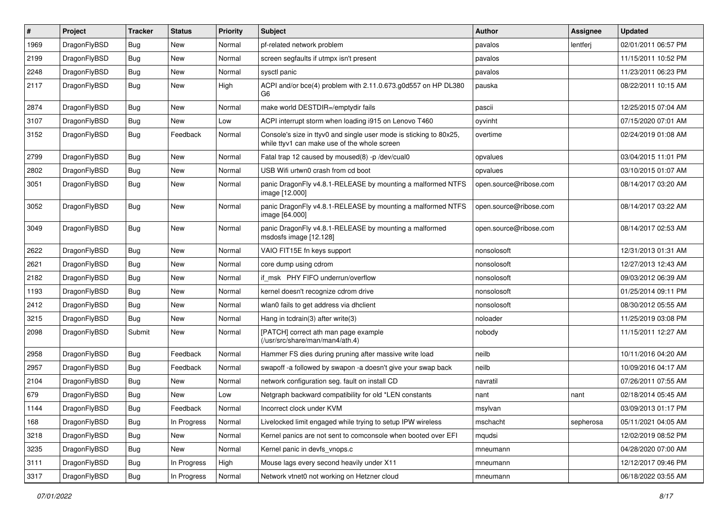| # | Project | Tracker | Status | Priority | Subject | Author | Assignee | Updated |
|---|---|---|---|---|---|---|---|---|
| 1969 | DragonFlyBSD | Bug | New | Normal | pf-related network problem | pavalos | lentferj | 02/01/2011 06:57 PM |
| 2199 | DragonFlyBSD | Bug | New | Normal | screen segfaults if utmpx isn't present | pavalos | | 11/15/2011 10:52 PM |
| 2248 | DragonFlyBSD | Bug | New | Normal | sysctl panic | pavalos | | 11/23/2011 06:23 PM |
| 2117 | DragonFlyBSD | Bug | New | High | ACPI and/or bce(4) problem with 2.11.0.673.g0d557 on HP DL380 G6 | pauska | | 08/22/2011 10:15 AM |
| 2874 | DragonFlyBSD | Bug | New | Normal | make world DESTDIR=/emptydir fails | pascii | | 12/25/2015 07:04 AM |
| 3107 | DragonFlyBSD | Bug | New | Low | ACPI interrupt storm when loading i915 on Lenovo T460 | oyvinht | | 07/15/2020 07:01 AM |
| 3152 | DragonFlyBSD | Bug | Feedback | Normal | Console's size in ttyv0 and single user mode is sticking to 80x25, while ttyv1 can make use of the whole screen | overtime | | 02/24/2019 01:08 AM |
| 2799 | DragonFlyBSD | Bug | New | Normal | Fatal trap 12 caused by moused(8) -p /dev/cual0 | opvalues | | 03/04/2015 11:01 PM |
| 2802 | DragonFlyBSD | Bug | New | Normal | USB Wifi urtwn0 crash from cd boot | opvalues | | 03/10/2015 01:07 AM |
| 3051 | DragonFlyBSD | Bug | New | Normal | panic DragonFly v4.8.1-RELEASE by mounting a malformed NTFS image [12.000] | open.source@ribose.com | | 08/14/2017 03:20 AM |
| 3052 | DragonFlyBSD | Bug | New | Normal | panic DragonFly v4.8.1-RELEASE by mounting a malformed NTFS image [64.000] | open.source@ribose.com | | 08/14/2017 03:22 AM |
| 3049 | DragonFlyBSD | Bug | New | Normal | panic DragonFly v4.8.1-RELEASE by mounting a malformed msdosfs image [12.128] | open.source@ribose.com | | 08/14/2017 02:53 AM |
| 2622 | DragonFlyBSD | Bug | New | Normal | VAIO FIT15E fn keys support | nonsolosoft | | 12/31/2013 01:31 AM |
| 2621 | DragonFlyBSD | Bug | New | Normal | core dump using cdrom | nonsolosoft | | 12/27/2013 12:43 AM |
| 2182 | DragonFlyBSD | Bug | New | Normal | if_msk PHY FIFO underrun/overflow | nonsolosoft | | 09/03/2012 06:39 AM |
| 1193 | DragonFlyBSD | Bug | New | Normal | kernel doesn't recognize cdrom drive | nonsolosoft | | 01/25/2014 09:11 PM |
| 2412 | DragonFlyBSD | Bug | New | Normal | wlan0 fails to get address via dhclient | nonsolosoft | | 08/30/2012 05:55 AM |
| 3215 | DragonFlyBSD | Bug | New | Normal | Hang in tcdrain(3) after write(3) | noloader | | 11/25/2019 03:08 PM |
| 2098 | DragonFlyBSD | Submit | New | Normal | [PATCH] correct ath man page example (/usr/src/share/man/man4/ath.4) | nobody | | 11/15/2011 12:27 AM |
| 2958 | DragonFlyBSD | Bug | Feedback | Normal | Hammer FS dies during pruning after massive write load | neilb | | 10/11/2016 04:20 AM |
| 2957 | DragonFlyBSD | Bug | Feedback | Normal | swapoff -a followed by swapon -a doesn't give your swap back | neilb | | 10/09/2016 04:17 AM |
| 2104 | DragonFlyBSD | Bug | New | Normal | network configuration seg. fault on install CD | navratil | | 07/26/2011 07:55 AM |
| 679 | DragonFlyBSD | Bug | New | Low | Netgraph backward compatibility for old *LEN constants | nant | nant | 02/18/2014 05:45 AM |
| 1144 | DragonFlyBSD | Bug | Feedback | Normal | Incorrect clock under KVM | msylvan | | 03/09/2013 01:17 PM |
| 168 | DragonFlyBSD | Bug | In Progress | Normal | Livelocked limit engaged while trying to setup IPW wireless | mschacht | sepherosa | 05/11/2021 04:05 AM |
| 3218 | DragonFlyBSD | Bug | New | Normal | Kernel panics are not sent to comconsole when booted over EFI | mqudsi | | 12/02/2019 08:52 PM |
| 3235 | DragonFlyBSD | Bug | New | Normal | Kernel panic in devfs_vnops.c | mneumann | | 04/28/2020 07:00 AM |
| 3111 | DragonFlyBSD | Bug | In Progress | High | Mouse lags every second heavily under X11 | mneumann | | 12/12/2017 09:46 PM |
| 3317 | DragonFlyBSD | Bug | In Progress | Normal | Network vtnet0 not working on Hetzner cloud | mneumann | | 06/18/2022 03:55 AM |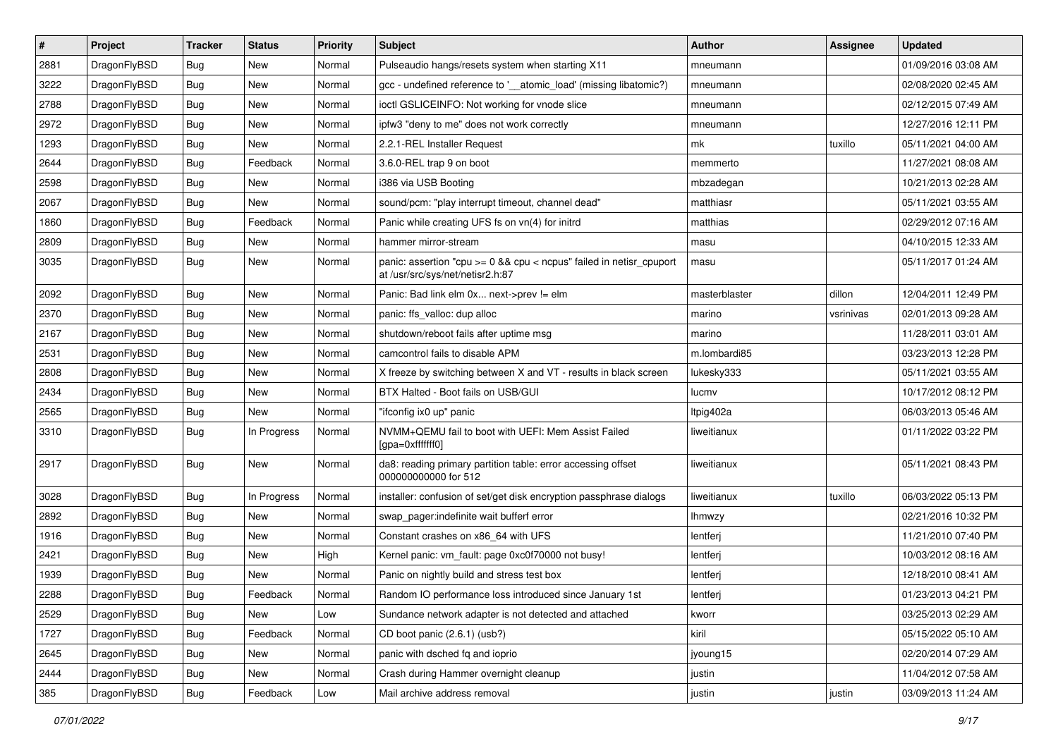| # | Project | Tracker | Status | Priority | Subject | Author | Assignee | Updated |
|---|---|---|---|---|---|---|---|---|
| 2881 | DragonFlyBSD | Bug | New | Normal | Pulseaudio hangs/resets system when starting X11 | mneumann | | 01/09/2016 03:08 AM |
| 3222 | DragonFlyBSD | Bug | New | Normal | gcc - undefined reference to '__atomic_load' (missing libatomic?) | mneumann | | 02/08/2020 02:45 AM |
| 2788 | DragonFlyBSD | Bug | New | Normal | ioctl GSLICEINFO: Not working for vnode slice | mneumann | | 02/12/2015 07:49 AM |
| 2972 | DragonFlyBSD | Bug | New | Normal | ipfw3 "deny to me" does not work correctly | mneumann | | 12/27/2016 12:11 PM |
| 1293 | DragonFlyBSD | Bug | New | Normal | 2.2.1-REL Installer Request | mk | tuxillo | 05/11/2021 04:00 AM |
| 2644 | DragonFlyBSD | Bug | Feedback | Normal | 3.6.0-REL trap 9 on boot | memmerto | | 11/27/2021 08:08 AM |
| 2598 | DragonFlyBSD | Bug | New | Normal | i386 via USB Booting | mbzadegan | | 10/21/2013 02:28 AM |
| 2067 | DragonFlyBSD | Bug | New | Normal | sound/pcm: "play interrupt timeout, channel dead" | matthiasr | | 05/11/2021 03:55 AM |
| 1860 | DragonFlyBSD | Bug | Feedback | Normal | Panic while creating UFS fs on vn(4) for initrd | matthias | | 02/29/2012 07:16 AM |
| 2809 | DragonFlyBSD | Bug | New | Normal | hammer mirror-stream | masu | | 04/10/2015 12:33 AM |
| 3035 | DragonFlyBSD | Bug | New | Normal | panic: assertion "cpu >= 0 && cpu < ncpus" failed in netisr_cpuport at /usr/src/sys/net/netisr2.h:87 | masu | | 05/11/2017 01:24 AM |
| 2092 | DragonFlyBSD | Bug | New | Normal | Panic: Bad link elm 0x... next->prev != elm | masterblaster | dillon | 12/04/2011 12:49 PM |
| 2370 | DragonFlyBSD | Bug | New | Normal | panic: ffs_valloc: dup alloc | marino | vsrinivas | 02/01/2013 09:28 AM |
| 2167 | DragonFlyBSD | Bug | New | Normal | shutdown/reboot fails after uptime msg | marino | | 11/28/2011 03:01 AM |
| 2531 | DragonFlyBSD | Bug | New | Normal | camcontrol fails to disable APM | m.lombardi85 | | 03/23/2013 12:28 PM |
| 2808 | DragonFlyBSD | Bug | New | Normal | X freeze by switching between X and VT - results in black screen | lukesky333 | | 05/11/2021 03:55 AM |
| 2434 | DragonFlyBSD | Bug | New | Normal | BTX Halted - Boot fails on USB/GUI | lucmv | | 10/17/2012 08:12 PM |
| 2565 | DragonFlyBSD | Bug | New | Normal | "ifconfig ix0 up" panic | ltpig402a | | 06/03/2013 05:46 AM |
| 3310 | DragonFlyBSD | Bug | In Progress | Normal | NVMM+QEMU fail to boot with UEFI: Mem Assist Failed [gpa=0xfffffff0] | liweitianux | | 01/11/2022 03:22 PM |
| 2917 | DragonFlyBSD | Bug | New | Normal | da8: reading primary partition table: error accessing offset 000000000000 for 512 | liweitianux | | 05/11/2021 08:43 PM |
| 3028 | DragonFlyBSD | Bug | In Progress | Normal | installer: confusion of set/get disk encryption passphrase dialogs | liweitianux | tuxillo | 06/03/2022 05:13 PM |
| 2892 | DragonFlyBSD | Bug | New | Normal | swap_pager:indefinite wait bufferf error | lhmwzy | | 02/21/2016 10:32 PM |
| 1916 | DragonFlyBSD | Bug | New | Normal | Constant crashes on x86_64 with UFS | lentferj | | 11/21/2010 07:40 PM |
| 2421 | DragonFlyBSD | Bug | New | High | Kernel panic: vm_fault: page 0xc0f70000 not busy! | lentferj | | 10/03/2012 08:16 AM |
| 1939 | DragonFlyBSD | Bug | New | Normal | Panic on nightly build and stress test box | lentferj | | 12/18/2010 08:41 AM |
| 2288 | DragonFlyBSD | Bug | Feedback | Normal | Random IO performance loss introduced since January 1st | lentferj | | 01/23/2013 04:21 PM |
| 2529 | DragonFlyBSD | Bug | New | Low | Sundance network adapter is not detected and attached | kworr | | 03/25/2013 02:29 AM |
| 1727 | DragonFlyBSD | Bug | Feedback | Normal | CD boot panic (2.6.1) (usb?) | kiril | | 05/15/2022 05:10 AM |
| 2645 | DragonFlyBSD | Bug | New | Normal | panic with dsched fq and ioprio | jyoung15 | | 02/20/2014 07:29 AM |
| 2444 | DragonFlyBSD | Bug | New | Normal | Crash during Hammer overnight cleanup | justin | | 11/04/2012 07:58 AM |
| 385 | DragonFlyBSD | Bug | Feedback | Low | Mail archive address removal | justin | justin | 03/09/2013 11:24 AM |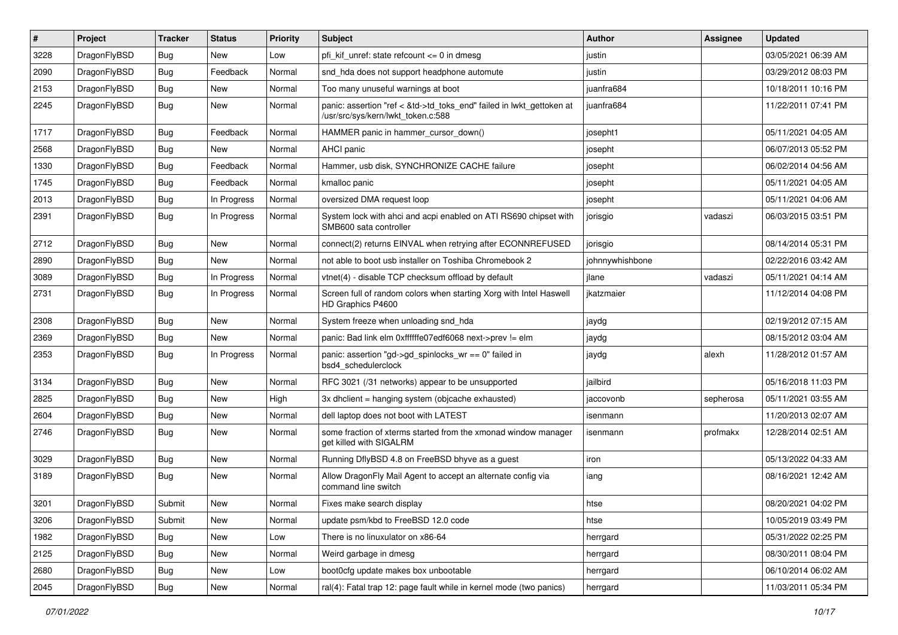| # | Project | Tracker | Status | Priority | Subject | Author | Assignee | Updated |
|---|---|---|---|---|---|---|---|---|
| 3228 | DragonFlyBSD | Bug | New | Low | pfi_kif_unref: state refcount <= 0 in dmesg | justin | | 03/05/2021 06:39 AM |
| 2090 | DragonFlyBSD | Bug | Feedback | Normal | snd_hda does not support headphone automute | justin | | 03/29/2012 08:03 PM |
| 2153 | DragonFlyBSD | Bug | New | Normal | Too many unuseful warnings at boot | juanfra684 | | 10/18/2011 10:16 PM |
| 2245 | DragonFlyBSD | Bug | New | Normal | panic: assertion "ref < &td->td_toks_end" failed in lwkt_gettoken at /usr/src/sys/kern/lwkt_token.c:588 | juanfra684 | | 11/22/2011 07:41 PM |
| 1717 | DragonFlyBSD | Bug | Feedback | Normal | HAMMER panic in hammer_cursor_down() | josepht1 | | 05/11/2021 04:05 AM |
| 2568 | DragonFlyBSD | Bug | New | Normal | AHCI panic | josepht | | 06/07/2013 05:52 PM |
| 1330 | DragonFlyBSD | Bug | Feedback | Normal | Hammer, usb disk, SYNCHRONIZE CACHE failure | josepht | | 06/02/2014 04:56 AM |
| 1745 | DragonFlyBSD | Bug | Feedback | Normal | kmalloc panic | josepht | | 05/11/2021 04:05 AM |
| 2013 | DragonFlyBSD | Bug | In Progress | Normal | oversized DMA request loop | josepht | | 05/11/2021 04:06 AM |
| 2391 | DragonFlyBSD | Bug | In Progress | Normal | System lock with ahci and acpi enabled on ATI RS690 chipset with SMB600 sata controller | jorisgio | vadaszi | 06/03/2015 03:51 PM |
| 2712 | DragonFlyBSD | Bug | New | Normal | connect(2) returns EINVAL when retrying after ECONNREFUSED | jorisgio | | 08/14/2014 05:31 PM |
| 2890 | DragonFlyBSD | Bug | New | Normal | not able to boot usb installer on Toshiba Chromebook 2 | johnnywhishbone | | 02/22/2016 03:42 AM |
| 3089 | DragonFlyBSD | Bug | In Progress | Normal | vtnet(4) - disable TCP checksum offload by default | jlane | vadaszi | 05/11/2021 04:14 AM |
| 2731 | DragonFlyBSD | Bug | In Progress | Normal | Screen full of random colors when starting Xorg with Intel Haswell HD Graphics P4600 | jkatzmaier | | 11/12/2014 04:08 PM |
| 2308 | DragonFlyBSD | Bug | New | Normal | System freeze when unloading snd_hda | jaydg | | 02/19/2012 07:15 AM |
| 2369 | DragonFlyBSD | Bug | New | Normal | panic: Bad link elm 0xffffffe07edf6068 next->prev != elm | jaydg | | 08/15/2012 03:04 AM |
| 2353 | DragonFlyBSD | Bug | In Progress | Normal | panic: assertion "gd->gd_spinlocks_wr == 0" failed in bsd4_schedulerclock | jaydg | alexh | 11/28/2012 01:57 AM |
| 3134 | DragonFlyBSD | Bug | New | Normal | RFC 3021 (/31 networks) appear to be unsupported | jailbird | | 05/16/2018 11:03 PM |
| 2825 | DragonFlyBSD | Bug | New | High | 3x dhclient = hanging system (objcache exhausted) | jaccovonb | sepherosa | 05/11/2021 03:55 AM |
| 2604 | DragonFlyBSD | Bug | New | Normal | dell laptop does not boot with LATEST | isenmann | | 11/20/2013 02:07 AM |
| 2746 | DragonFlyBSD | Bug | New | Normal | some fraction of xterms started from the xmonad window manager get killed with SIGALRM | isenmann | profmakx | 12/28/2014 02:51 AM |
| 3029 | DragonFlyBSD | Bug | New | Normal | Running DflyBSD 4.8 on FreeBSD bhyve as a guest | iron | | 05/13/2022 04:33 AM |
| 3189 | DragonFlyBSD | Bug | New | Normal | Allow DragonFly Mail Agent to accept an alternate config via command line switch | iang | | 08/16/2021 12:42 AM |
| 3201 | DragonFlyBSD | Submit | New | Normal | Fixes make search display | htse | | 08/20/2021 04:02 PM |
| 3206 | DragonFlyBSD | Submit | New | Normal | update psm/kbd to FreeBSD 12.0 code | htse | | 10/05/2019 03:49 PM |
| 1982 | DragonFlyBSD | Bug | New | Low | There is no linuxulator on x86-64 | herrgard | | 05/31/2022 02:25 PM |
| 2125 | DragonFlyBSD | Bug | New | Normal | Weird garbage in dmesg | herrgard | | 08/30/2011 08:04 PM |
| 2680 | DragonFlyBSD | Bug | New | Low | boot0cfg update makes box unbootable | herrgard | | 06/10/2014 06:02 AM |
| 2045 | DragonFlyBSD | Bug | New | Normal | ral(4): Fatal trap 12: page fault while in kernel mode (two panics) | herrgard | | 11/03/2011 05:34 PM |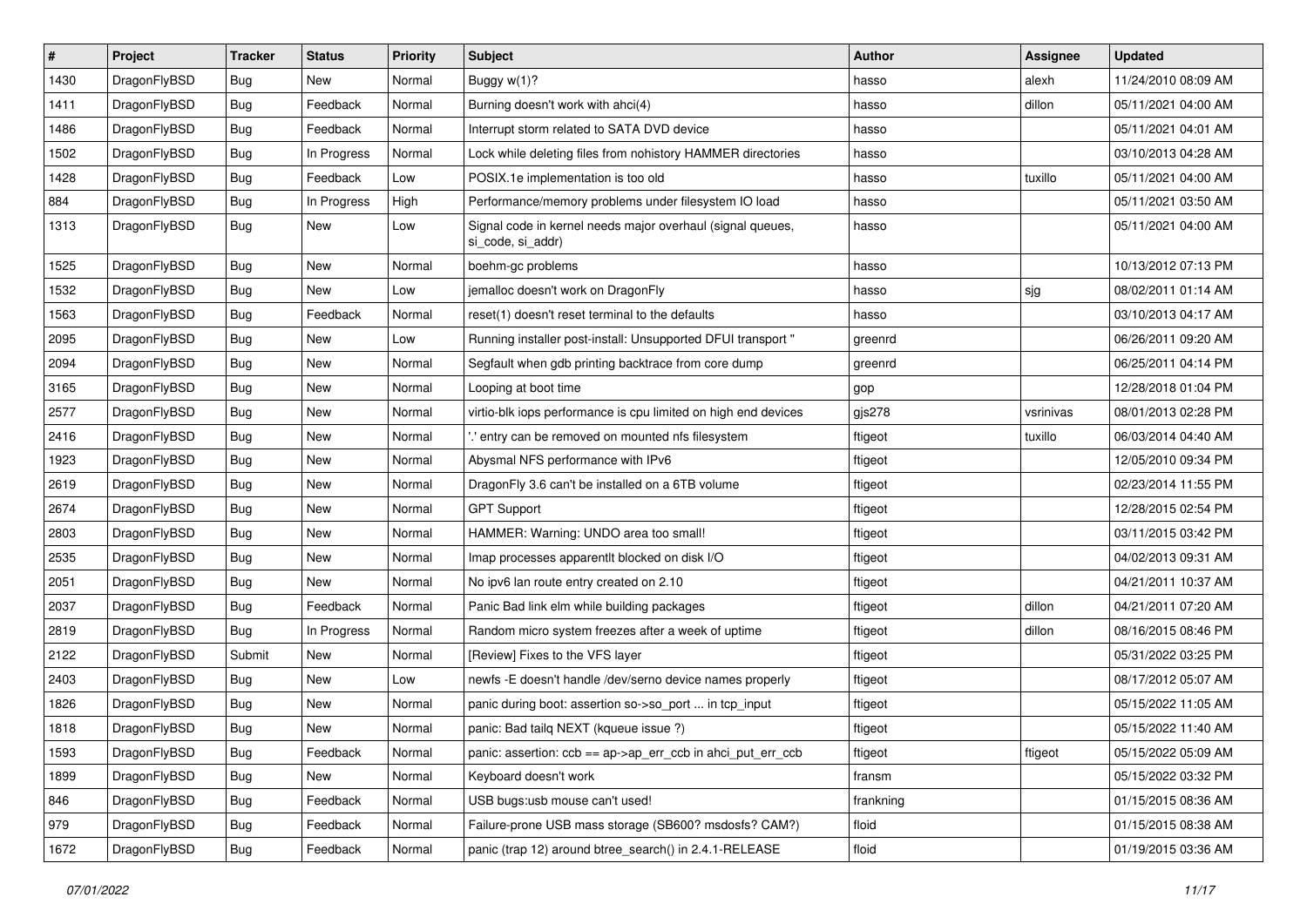| # | Project | Tracker | Status | Priority | Subject | Author | Assignee | Updated |
|---|---|---|---|---|---|---|---|---|
| 1430 | DragonFlyBSD | Bug | New | Normal | Buggy w(1)? | hasso | alexh | 11/24/2010 08:09 AM |
| 1411 | DragonFlyBSD | Bug | Feedback | Normal | Burning doesn't work with ahci(4) | hasso | dillon | 05/11/2021 04:00 AM |
| 1486 | DragonFlyBSD | Bug | Feedback | Normal | Interrupt storm related to SATA DVD device | hasso | | 05/11/2021 04:01 AM |
| 1502 | DragonFlyBSD | Bug | In Progress | Normal | Lock while deleting files from nohistory HAMMER directories | hasso | | 03/10/2013 04:28 AM |
| 1428 | DragonFlyBSD | Bug | Feedback | Low | POSIX.1e implementation is too old | hasso | tuxillo | 05/11/2021 04:00 AM |
| 884 | DragonFlyBSD | Bug | In Progress | High | Performance/memory problems under filesystem IO load | hasso | | 05/11/2021 03:50 AM |
| 1313 | DragonFlyBSD | Bug | New | Low | Signal code in kernel needs major overhaul (signal queues, si_code, si_addr) | hasso | | 05/11/2021 04:00 AM |
| 1525 | DragonFlyBSD | Bug | New | Normal | boehm-gc problems | hasso | | 10/13/2012 07:13 PM |
| 1532 | DragonFlyBSD | Bug | New | Low | jemalloc doesn't work on DragonFly | hasso | sjg | 08/02/2011 01:14 AM |
| 1563 | DragonFlyBSD | Bug | Feedback | Normal | reset(1) doesn't reset terminal to the defaults | hasso | | 03/10/2013 04:17 AM |
| 2095 | DragonFlyBSD | Bug | New | Low | Running installer post-install: Unsupported DFUI transport " | greenrd | | 06/26/2011 09:20 AM |
| 2094 | DragonFlyBSD | Bug | New | Normal | Segfault when gdb printing backtrace from core dump | greenrd | | 06/25/2011 04:14 PM |
| 3165 | DragonFlyBSD | Bug | New | Normal | Looping at boot time | gop | | 12/28/2018 01:04 PM |
| 2577 | DragonFlyBSD | Bug | New | Normal | virtio-blk iops performance is cpu limited on high end devices | gjs278 | vsrinivas | 08/01/2013 02:28 PM |
| 2416 | DragonFlyBSD | Bug | New | Normal | '.' entry can be removed on mounted nfs filesystem | ftigeot | tuxillo | 06/03/2014 04:40 AM |
| 1923 | DragonFlyBSD | Bug | New | Normal | Abysmal NFS performance with IPv6 | ftigeot | | 12/05/2010 09:34 PM |
| 2619 | DragonFlyBSD | Bug | New | Normal | DragonFly 3.6 can't be installed on a 6TB volume | ftigeot | | 02/23/2014 11:55 PM |
| 2674 | DragonFlyBSD | Bug | New | Normal | GPT Support | ftigeot | | 12/28/2015 02:54 PM |
| 2803 | DragonFlyBSD | Bug | New | Normal | HAMMER: Warning: UNDO area too small! | ftigeot | | 03/11/2015 03:42 PM |
| 2535 | DragonFlyBSD | Bug | New | Normal | Imap processes apparentlt blocked on disk I/O | ftigeot | | 04/02/2013 09:31 AM |
| 2051 | DragonFlyBSD | Bug | New | Normal | No ipv6 lan route entry created on 2.10 | ftigeot | | 04/21/2011 10:37 AM |
| 2037 | DragonFlyBSD | Bug | Feedback | Normal | Panic Bad link elm while building packages | ftigeot | dillon | 04/21/2011 07:20 AM |
| 2819 | DragonFlyBSD | Bug | In Progress | Normal | Random micro system freezes after a week of uptime | ftigeot | dillon | 08/16/2015 08:46 PM |
| 2122 | DragonFlyBSD | Submit | New | Normal | [Review] Fixes to the VFS layer | ftigeot | | 05/31/2022 03:25 PM |
| 2403 | DragonFlyBSD | Bug | New | Low | newfs -E doesn't handle /dev/serno device names properly | ftigeot | | 08/17/2012 05:07 AM |
| 1826 | DragonFlyBSD | Bug | New | Normal | panic during boot: assertion so->so_port ... in tcp_input | ftigeot | | 05/15/2022 11:05 AM |
| 1818 | DragonFlyBSD | Bug | New | Normal | panic: Bad tailq NEXT (kqueue issue ?) | ftigeot | | 05/15/2022 11:40 AM |
| 1593 | DragonFlyBSD | Bug | Feedback | Normal | panic: assertion: ccb == ap->ap_err_ccb in ahci_put_err_ccb | ftigeot | ftigeot | 05/15/2022 05:09 AM |
| 1899 | DragonFlyBSD | Bug | New | Normal | Keyboard doesn't work | fransm | | 05/15/2022 03:32 PM |
| 846 | DragonFlyBSD | Bug | Feedback | Normal | USB bugs:usb mouse can't used! | frankning | | 01/15/2015 08:36 AM |
| 979 | DragonFlyBSD | Bug | Feedback | Normal | Failure-prone USB mass storage (SB600? msdosfs? CAM?) | floid | | 01/15/2015 08:38 AM |
| 1672 | DragonFlyBSD | Bug | Feedback | Normal | panic (trap 12) around btree_search() in 2.4.1-RELEASE | floid | | 01/19/2015 03:36 AM |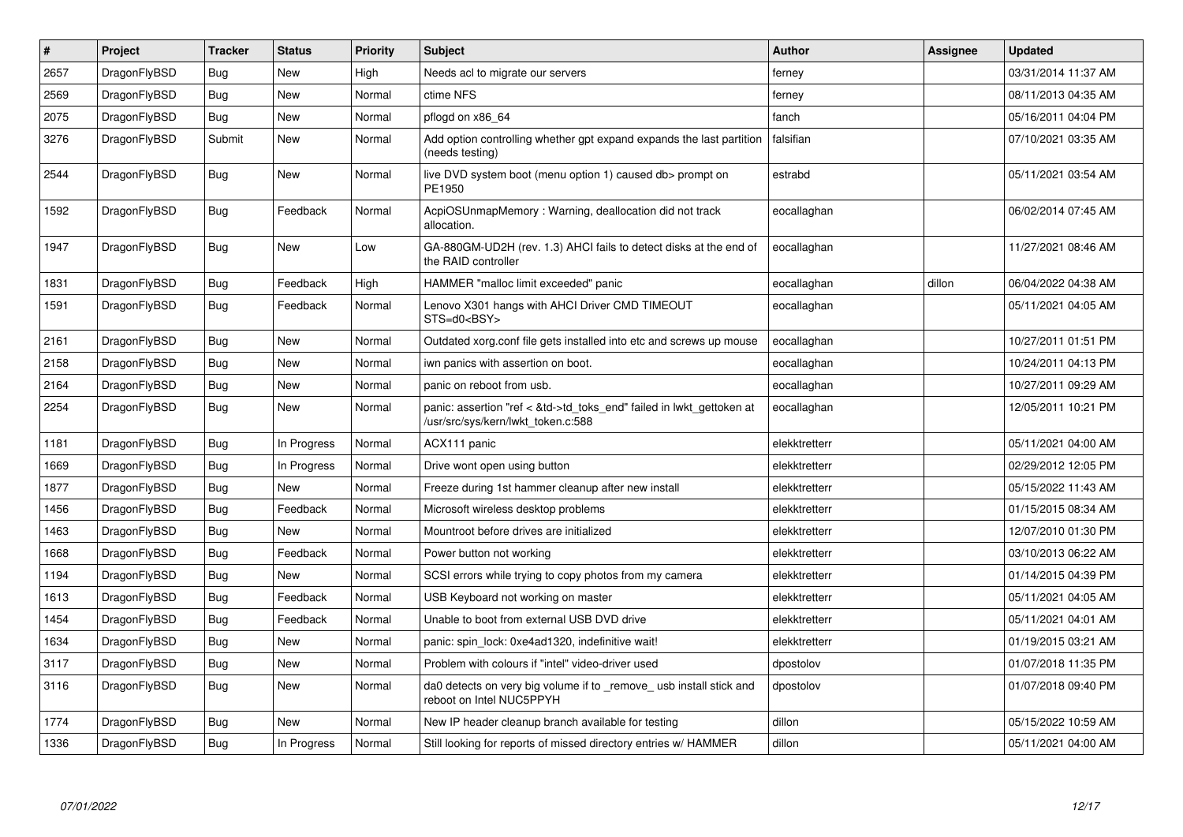| # | Project | Tracker | Status | Priority | Subject | Author | Assignee | Updated |
|---|---|---|---|---|---|---|---|---|
| 2657 | DragonFlyBSD | Bug | New | High | Needs acl to migrate our servers | ferney | | 03/31/2014 11:37 AM |
| 2569 | DragonFlyBSD | Bug | New | Normal | ctime NFS | ferney | | 08/11/2013 04:35 AM |
| 2075 | DragonFlyBSD | Bug | New | Normal | pflogd on x86_64 | fanch | | 05/16/2011 04:04 PM |
| 3276 | DragonFlyBSD | Submit | New | Normal | Add option controlling whether gpt expand expands the last partition (needs testing) | falsifian | | 07/10/2021 03:35 AM |
| 2544 | DragonFlyBSD | Bug | New | Normal | live DVD system boot (menu option 1) caused db> prompt on PE1950 | estrabd | | 05/11/2021 03:54 AM |
| 1592 | DragonFlyBSD | Bug | Feedback | Normal | AcpiOSUnmapMemory : Warning, deallocation did not track allocation. | eocallaghan | | 06/02/2014 07:45 AM |
| 1947 | DragonFlyBSD | Bug | New | Low | GA-880GM-UD2H (rev. 1.3) AHCI fails to detect disks at the end of the RAID controller | eocallaghan | | 11/27/2021 08:46 AM |
| 1831 | DragonFlyBSD | Bug | Feedback | High | HAMMER "malloc limit exceeded" panic | eocallaghan | dillon | 06/04/2022 04:38 AM |
| 1591 | DragonFlyBSD | Bug | Feedback | Normal | Lenovo X301 hangs with AHCI Driver CMD TIMEOUT STS=d0<BSY> | eocallaghan | | 05/11/2021 04:05 AM |
| 2161 | DragonFlyBSD | Bug | New | Normal | Outdated xorg.conf file gets installed into etc and screws up mouse | eocallaghan | | 10/27/2011 01:51 PM |
| 2158 | DragonFlyBSD | Bug | New | Normal | iwn panics with assertion on boot. | eocallaghan | | 10/24/2011 04:13 PM |
| 2164 | DragonFlyBSD | Bug | New | Normal | panic on reboot from usb. | eocallaghan | | 10/27/2011 09:29 AM |
| 2254 | DragonFlyBSD | Bug | New | Normal | panic: assertion "ref < &td->td_toks_end" failed in lwkt_gettoken at /usr/src/sys/kern/lwkt_token.c:588 | eocallaghan | | 12/05/2011 10:21 PM |
| 1181 | DragonFlyBSD | Bug | In Progress | Normal | ACX111 panic | elekktretterr | | 05/11/2021 04:00 AM |
| 1669 | DragonFlyBSD | Bug | In Progress | Normal | Drive wont open using button | elekktretterr | | 02/29/2012 12:05 PM |
| 1877 | DragonFlyBSD | Bug | New | Normal | Freeze during 1st hammer cleanup after new install | elekktretterr | | 05/15/2022 11:43 AM |
| 1456 | DragonFlyBSD | Bug | Feedback | Normal | Microsoft wireless desktop problems | elekktretterr | | 01/15/2015 08:34 AM |
| 1463 | DragonFlyBSD | Bug | New | Normal | Mountroot before drives are initialized | elekktretterr | | 12/07/2010 01:30 PM |
| 1668 | DragonFlyBSD | Bug | Feedback | Normal | Power button not working | elekktretterr | | 03/10/2013 06:22 AM |
| 1194 | DragonFlyBSD | Bug | New | Normal | SCSI errors while trying to copy photos from my camera | elekktretterr | | 01/14/2015 04:39 PM |
| 1613 | DragonFlyBSD | Bug | Feedback | Normal | USB Keyboard not working on master | elekktretterr | | 05/11/2021 04:05 AM |
| 1454 | DragonFlyBSD | Bug | Feedback | Normal | Unable to boot from external USB DVD drive | elekktretterr | | 05/11/2021 04:01 AM |
| 1634 | DragonFlyBSD | Bug | New | Normal | panic: spin_lock: 0xe4ad1320, indefinitive wait! | elekktretterr | | 01/19/2015 03:21 AM |
| 3117 | DragonFlyBSD | Bug | New | Normal | Problem with colours if "intel" video-driver used | dpostolov | | 01/07/2018 11:35 PM |
| 3116 | DragonFlyBSD | Bug | New | Normal | da0 detects on very big volume if to _remove_ usb install stick and reboot on Intel NUC5PPYH | dpostolov | | 01/07/2018 09:40 PM |
| 1774 | DragonFlyBSD | Bug | New | Normal | New IP header cleanup branch available for testing | dillon | | 05/15/2022 10:59 AM |
| 1336 | DragonFlyBSD | Bug | In Progress | Normal | Still looking for reports of missed directory entries w/ HAMMER | dillon | | 05/11/2021 04:00 AM |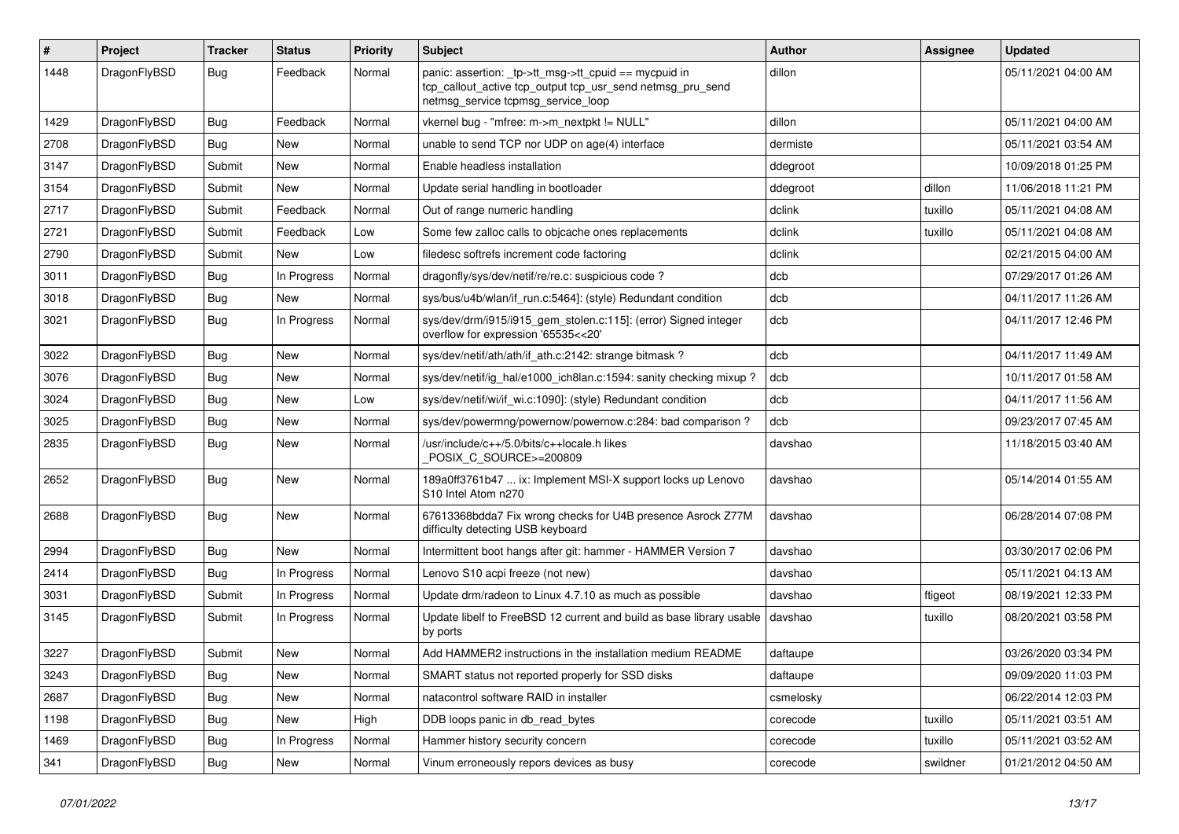| # | Project | Tracker | Status | Priority | Subject | Author | Assignee | Updated |
|---|---|---|---|---|---|---|---|---|
| 1448 | DragonFlyBSD | Bug | Feedback | Normal | panic: assertion: _tp->tt_msg->tt_cpuid == mycpuid in tcp_callout_active tcp_output tcp_usr_send netmsg_pru_send netmsg_service tcpmsg_service_loop | dillon | | 05/11/2021 04:00 AM |
| 1429 | DragonFlyBSD | Bug | Feedback | Normal | vkernel bug - "mfree: m->m_nextpkt != NULL" | dillon | | 05/11/2021 04:00 AM |
| 2708 | DragonFlyBSD | Bug | New | Normal | unable to send TCP nor UDP on age(4) interface | dermiste | | 05/11/2021 03:54 AM |
| 3147 | DragonFlyBSD | Submit | New | Normal | Enable headless installation | ddegroot | | 10/09/2018 01:25 PM |
| 3154 | DragonFlyBSD | Submit | New | Normal | Update serial handling in bootloader | ddegroot | dillon | 11/06/2018 11:21 PM |
| 2717 | DragonFlyBSD | Submit | Feedback | Normal | Out of range numeric handling | dclink | tuxillo | 05/11/2021 04:08 AM |
| 2721 | DragonFlyBSD | Submit | Feedback | Low | Some few zalloc calls to objcache ones replacements | dclink | tuxillo | 05/11/2021 04:08 AM |
| 2790 | DragonFlyBSD | Submit | New | Low | filedesc softrefs increment code factoring | dclink | | 02/21/2015 04:00 AM |
| 3011 | DragonFlyBSD | Bug | In Progress | Normal | dragonfly/sys/dev/netif/re/re.c: suspicious code ? | dcb | | 07/29/2017 01:26 AM |
| 3018 | DragonFlyBSD | Bug | New | Normal | sys/bus/u4b/wlan/if_run.c:5464]: (style) Redundant condition | dcb | | 04/11/2017 11:26 AM |
| 3021 | DragonFlyBSD | Bug | In Progress | Normal | sys/dev/drm/i915/i915_gem_stolen.c:115]: (error) Signed integer overflow for expression '65535<<20' | dcb | | 04/11/2017 12:46 PM |
| 3022 | DragonFlyBSD | Bug | New | Normal | sys/dev/netif/ath/ath/if_ath.c:2142: strange bitmask ? | dcb | | 04/11/2017 11:49 AM |
| 3076 | DragonFlyBSD | Bug | New | Normal | sys/dev/netif/ig_hal/e1000_ich8lan.c:1594: sanity checking mixup ? | dcb | | 10/11/2017 01:58 AM |
| 3024 | DragonFlyBSD | Bug | New | Low | sys/dev/netif/wi/if_wi.c:1090]: (style) Redundant condition | dcb | | 04/11/2017 11:56 AM |
| 3025 | DragonFlyBSD | Bug | New | Normal | sys/dev/powermng/powernow/powernow.c:284: bad comparison ? | dcb | | 09/23/2017 07:45 AM |
| 2835 | DragonFlyBSD | Bug | New | Normal | /usr/include/c++/5.0/bits/c++locale.h likes _POSIX_C_SOURCE>=200809 | davshao | | 11/18/2015 03:40 AM |
| 2652 | DragonFlyBSD | Bug | New | Normal | 189a0ff3761b47 ... ix: Implement MSI-X support locks up Lenovo S10 Intel Atom n270 | davshao | | 05/14/2014 01:55 AM |
| 2688 | DragonFlyBSD | Bug | New | Normal | 67613368bdda7 Fix wrong checks for U4B presence Asrock Z77M difficulty detecting USB keyboard | davshao | | 06/28/2014 07:08 PM |
| 2994 | DragonFlyBSD | Bug | New | Normal | Intermittent boot hangs after git: hammer - HAMMER Version 7 | davshao | | 03/30/2017 02:06 PM |
| 2414 | DragonFlyBSD | Bug | In Progress | Normal | Lenovo S10 acpi freeze (not new) | davshao | | 05/11/2021 04:13 AM |
| 3031 | DragonFlyBSD | Submit | In Progress | Normal | Update drm/radeon to Linux 4.7.10 as much as possible | davshao | ftigeot | 08/19/2021 12:33 PM |
| 3145 | DragonFlyBSD | Submit | In Progress | Normal | Update libelf to FreeBSD 12 current and build as base library usable by ports | davshao | tuxillo | 08/20/2021 03:58 PM |
| 3227 | DragonFlyBSD | Submit | New | Normal | Add HAMMER2 instructions in the installation medium README | daftaupe | | 03/26/2020 03:34 PM |
| 3243 | DragonFlyBSD | Bug | New | Normal | SMART status not reported properly for SSD disks | daftaupe | | 09/09/2020 11:03 PM |
| 2687 | DragonFlyBSD | Bug | New | Normal | natacontrol software RAID in installer | csmelosky | | 06/22/2014 12:03 PM |
| 1198 | DragonFlyBSD | Bug | New | High | DDB loops panic in db_read_bytes | corecode | tuxillo | 05/11/2021 03:51 AM |
| 1469 | DragonFlyBSD | Bug | In Progress | Normal | Hammer history security concern | corecode | tuxillo | 05/11/2021 03:52 AM |
| 341 | DragonFlyBSD | Bug | New | Normal | Vinum erroneously repors devices as busy | corecode | swildner | 01/21/2012 04:50 AM |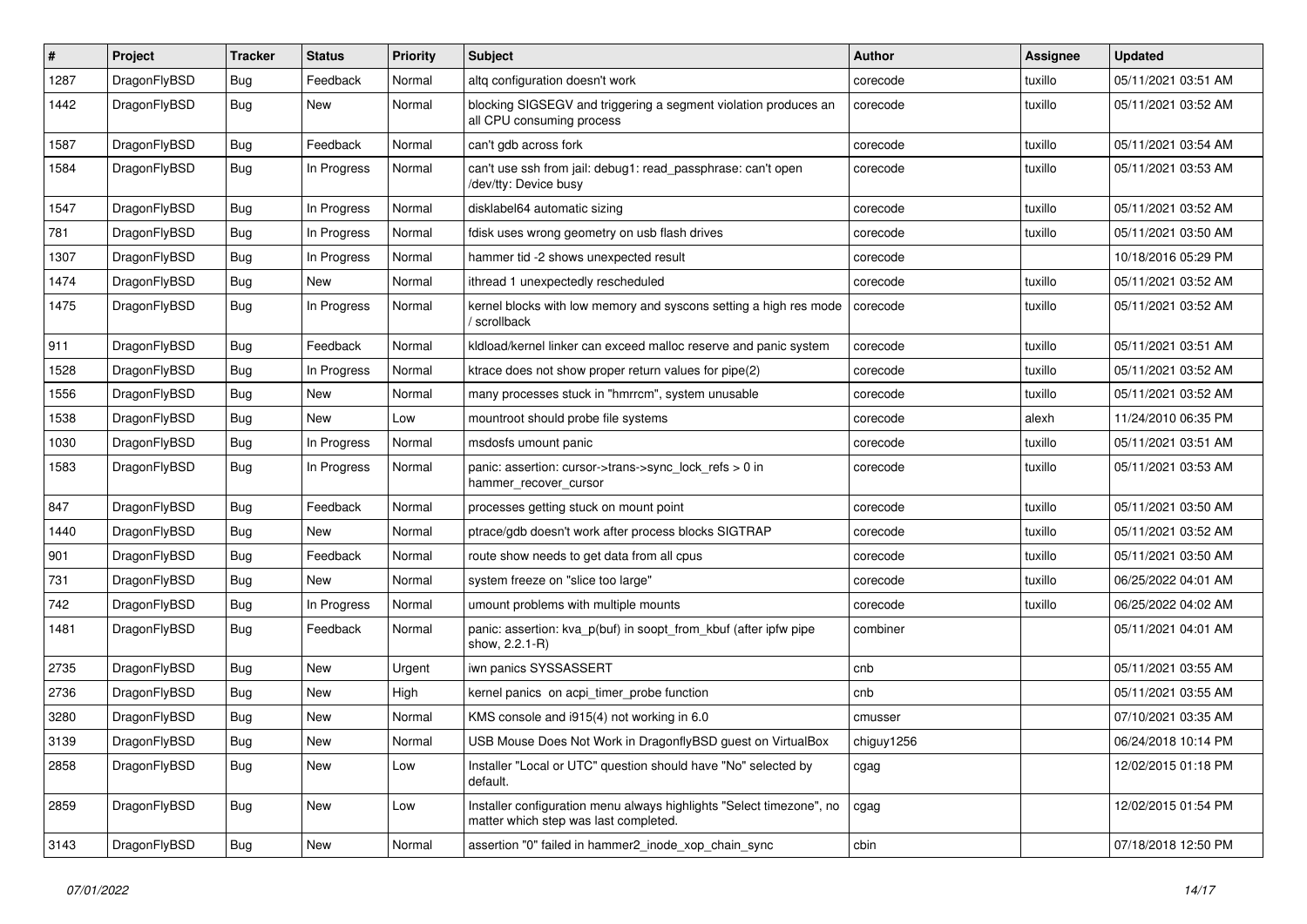| # | Project | Tracker | Status | Priority | Subject | Author | Assignee | Updated |
|---|---|---|---|---|---|---|---|---|
| 1287 | DragonFlyBSD | Bug | Feedback | Normal | altq configuration doesn't work | corecode | tuxillo | 05/11/2021 03:51 AM |
| 1442 | DragonFlyBSD | Bug | New | Normal | blocking SIGSEGV and triggering a segment violation produces an all CPU consuming process | corecode | tuxillo | 05/11/2021 03:52 AM |
| 1587 | DragonFlyBSD | Bug | Feedback | Normal | can't gdb across fork | corecode | tuxillo | 05/11/2021 03:54 AM |
| 1584 | DragonFlyBSD | Bug | In Progress | Normal | can't use ssh from jail: debug1: read_passphrase: can't open /dev/tty: Device busy | corecode | tuxillo | 05/11/2021 03:53 AM |
| 1547 | DragonFlyBSD | Bug | In Progress | Normal | disklabel64 automatic sizing | corecode | tuxillo | 05/11/2021 03:52 AM |
| 781 | DragonFlyBSD | Bug | In Progress | Normal | fdisk uses wrong geometry on usb flash drives | corecode | tuxillo | 05/11/2021 03:50 AM |
| 1307 | DragonFlyBSD | Bug | In Progress | Normal | hammer tid -2 shows unexpected result | corecode | | 10/18/2016 05:29 PM |
| 1474 | DragonFlyBSD | Bug | New | Normal | ithread 1 unexpectedly rescheduled | corecode | tuxillo | 05/11/2021 03:52 AM |
| 1475 | DragonFlyBSD | Bug | In Progress | Normal | kernel blocks with low memory and syscons setting a high res mode / scrollback | corecode | tuxillo | 05/11/2021 03:52 AM |
| 911 | DragonFlyBSD | Bug | Feedback | Normal | kldload/kernel linker can exceed malloc reserve and panic system | corecode | tuxillo | 05/11/2021 03:51 AM |
| 1528 | DragonFlyBSD | Bug | In Progress | Normal | ktrace does not show proper return values for pipe(2) | corecode | tuxillo | 05/11/2021 03:52 AM |
| 1556 | DragonFlyBSD | Bug | New | Normal | many processes stuck in "hmrrcm", system unusable | corecode | tuxillo | 05/11/2021 03:52 AM |
| 1538 | DragonFlyBSD | Bug | New | Low | mountroot should probe file systems | corecode | alexh | 11/24/2010 06:35 PM |
| 1030 | DragonFlyBSD | Bug | In Progress | Normal | msdosfs umount panic | corecode | tuxillo | 05/11/2021 03:51 AM |
| 1583 | DragonFlyBSD | Bug | In Progress | Normal | panic: assertion: cursor->trans->sync_lock_refs > 0 in hammer_recover_cursor | corecode | tuxillo | 05/11/2021 03:53 AM |
| 847 | DragonFlyBSD | Bug | Feedback | Normal | processes getting stuck on mount point | corecode | tuxillo | 05/11/2021 03:50 AM |
| 1440 | DragonFlyBSD | Bug | New | Normal | ptrace/gdb doesn't work after process blocks SIGTRAP | corecode | tuxillo | 05/11/2021 03:52 AM |
| 901 | DragonFlyBSD | Bug | Feedback | Normal | route show needs to get data from all cpus | corecode | tuxillo | 05/11/2021 03:50 AM |
| 731 | DragonFlyBSD | Bug | New | Normal | system freeze on "slice too large" | corecode | tuxillo | 06/25/2022 04:01 AM |
| 742 | DragonFlyBSD | Bug | In Progress | Normal | umount problems with multiple mounts | corecode | tuxillo | 06/25/2022 04:02 AM |
| 1481 | DragonFlyBSD | Bug | Feedback | Normal | panic: assertion: kva_p(buf) in soopt_from_kbuf (after ipfw pipe show, 2.2.1-R) | combiner | | 05/11/2021 04:01 AM |
| 2735 | DragonFlyBSD | Bug | New | Urgent | iwn panics SYSSASSERT | cnb | | 05/11/2021 03:55 AM |
| 2736 | DragonFlyBSD | Bug | New | High | kernel panics on acpi_timer_probe function | cnb | | 05/11/2021 03:55 AM |
| 3280 | DragonFlyBSD | Bug | New | Normal | KMS console and i915(4) not working in 6.0 | cmusser | | 07/10/2021 03:35 AM |
| 3139 | DragonFlyBSD | Bug | New | Normal | USB Mouse Does Not Work in DragonflyBSD guest on VirtualBox | chiguy1256 | | 06/24/2018 10:14 PM |
| 2858 | DragonFlyBSD | Bug | New | Low | Installer "Local or UTC" question should have "No" selected by default. | cgag | | 12/02/2015 01:18 PM |
| 2859 | DragonFlyBSD | Bug | New | Low | Installer configuration menu always highlights "Select timezone", no matter which step was last completed. | cgag | | 12/02/2015 01:54 PM |
| 3143 | DragonFlyBSD | Bug | New | Normal | assertion "0" failed in hammer2_inode_xop_chain_sync | cbin | | 07/18/2018 12:50 PM |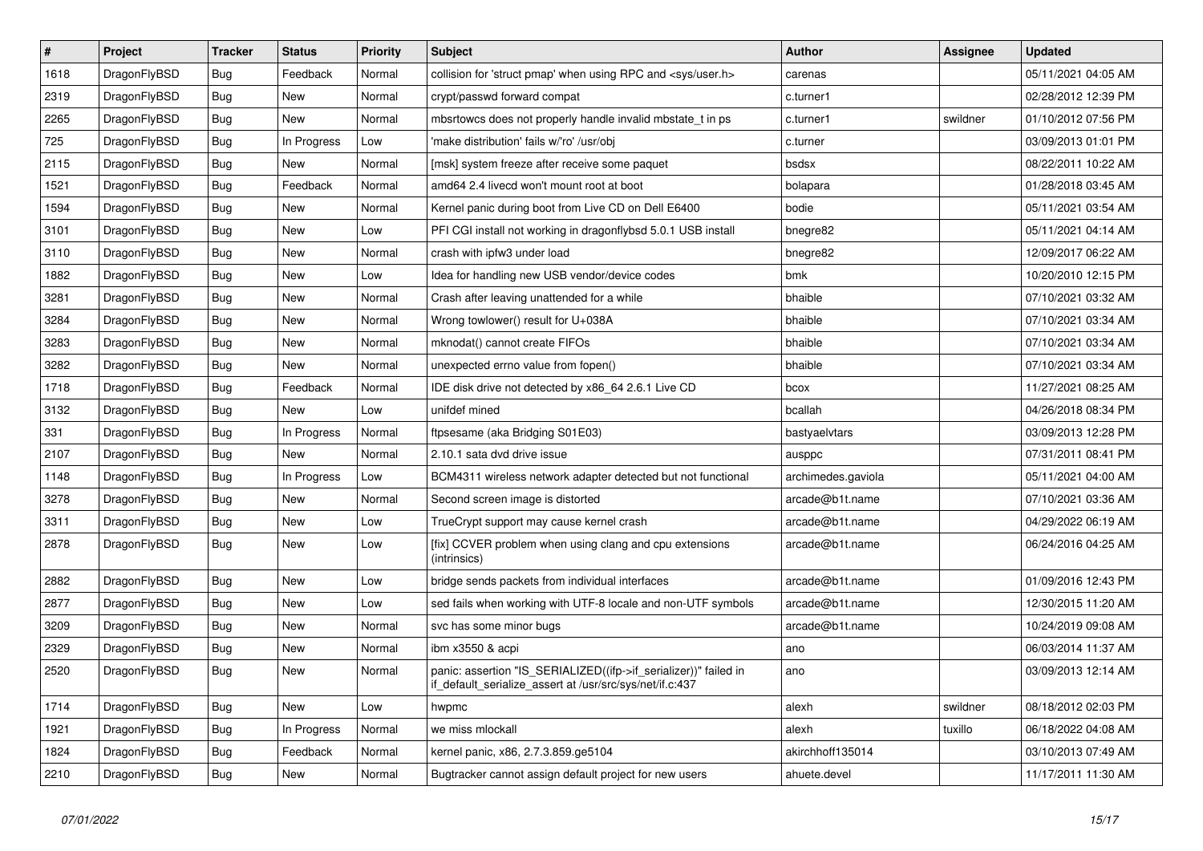| # | Project | Tracker | Status | Priority | Subject | Author | Assignee | Updated |
|---|---|---|---|---|---|---|---|---|
| 1618 | DragonFlyBSD | Bug | Feedback | Normal | collision for 'struct pmap' when using RPC and <sys/user.h> | carenas | | 05/11/2021 04:05 AM |
| 2319 | DragonFlyBSD | Bug | New | Normal | crypt/passwd forward compat | c.turner1 | | 02/28/2012 12:39 PM |
| 2265 | DragonFlyBSD | Bug | New | Normal | mbsrtowcs does not properly handle invalid mbstate_t in ps | c.turner1 | swildner | 01/10/2012 07:56 PM |
| 725 | DragonFlyBSD | Bug | In Progress | Low | 'make distribution' fails w/'ro' /usr/obj | c.turner | | 03/09/2013 01:01 PM |
| 2115 | DragonFlyBSD | Bug | New | Normal | [msk] system freeze after receive some paquet | bsdsx | | 08/22/2011 10:22 AM |
| 1521 | DragonFlyBSD | Bug | Feedback | Normal | amd64 2.4 livecd won't mount root at boot | bolapara | | 01/28/2018 03:45 AM |
| 1594 | DragonFlyBSD | Bug | New | Normal | Kernel panic during boot from Live CD on Dell E6400 | bodie | | 05/11/2021 03:54 AM |
| 3101 | DragonFlyBSD | Bug | New | Low | PFI CGI install not working in dragonflybsd 5.0.1 USB install | bnegre82 | | 05/11/2021 04:14 AM |
| 3110 | DragonFlyBSD | Bug | New | Normal | crash with ipfw3 under load | bnegre82 | | 12/09/2017 06:22 AM |
| 1882 | DragonFlyBSD | Bug | New | Low | Idea for handling new USB vendor/device codes | bmk | | 10/20/2010 12:15 PM |
| 3281 | DragonFlyBSD | Bug | New | Normal | Crash after leaving unattended for a while | bhaible | | 07/10/2021 03:32 AM |
| 3284 | DragonFlyBSD | Bug | New | Normal | Wrong towlower() result for U+038A | bhaible | | 07/10/2021 03:34 AM |
| 3283 | DragonFlyBSD | Bug | New | Normal | mknodat() cannot create FIFOs | bhaible | | 07/10/2021 03:34 AM |
| 3282 | DragonFlyBSD | Bug | New | Normal | unexpected errno value from fopen() | bhaible | | 07/10/2021 03:34 AM |
| 1718 | DragonFlyBSD | Bug | Feedback | Normal | IDE disk drive not detected by x86_64 2.6.1 Live CD | bcox | | 11/27/2021 08:25 AM |
| 3132 | DragonFlyBSD | Bug | New | Low | unifdef mined | bcallah | | 04/26/2018 08:34 PM |
| 331 | DragonFlyBSD | Bug | In Progress | Normal | ftpsesame (aka Bridging S01E03) | bastyaelvtars | | 03/09/2013 12:28 PM |
| 2107 | DragonFlyBSD | Bug | New | Normal | 2.10.1 sata dvd drive issue | ausppc | | 07/31/2011 08:41 PM |
| 1148 | DragonFlyBSD | Bug | In Progress | Low | BCM4311 wireless network adapter detected but not functional | archimedes.gaviola | | 05/11/2021 04:00 AM |
| 3278 | DragonFlyBSD | Bug | New | Normal | Second screen image is distorted | arcade@b1t.name | | 07/10/2021 03:36 AM |
| 3311 | DragonFlyBSD | Bug | New | Low | TrueCrypt support may cause kernel crash | arcade@b1t.name | | 04/29/2022 06:19 AM |
| 2878 | DragonFlyBSD | Bug | New | Low | [fix] CCVER problem when using clang and cpu extensions (intrinsics) | arcade@b1t.name | | 06/24/2016 04:25 AM |
| 2882 | DragonFlyBSD | Bug | New | Low | bridge sends packets from individual interfaces | arcade@b1t.name | | 01/09/2016 12:43 PM |
| 2877 | DragonFlyBSD | Bug | New | Low | sed fails when working with UTF-8 locale and non-UTF symbols | arcade@b1t.name | | 12/30/2015 11:20 AM |
| 3209 | DragonFlyBSD | Bug | New | Normal | svc has some minor bugs | arcade@b1t.name | | 10/24/2019 09:08 AM |
| 2329 | DragonFlyBSD | Bug | New | Normal | ibm x3550 & acpi | ano | | 06/03/2014 11:37 AM |
| 2520 | DragonFlyBSD | Bug | New | Normal | panic: assertion "IS_SERIALIZED((ifp->if_serializer))" failed in if_default_serialize_assert at /usr/src/sys/net/if.c:437 | ano | | 03/09/2013 12:14 AM |
| 1714 | DragonFlyBSD | Bug | New | Low | hwpmc | alexh | swildner | 08/18/2012 02:03 PM |
| 1921 | DragonFlyBSD | Bug | In Progress | Normal | we miss mlockall | alexh | tuxillo | 06/18/2022 04:08 AM |
| 1824 | DragonFlyBSD | Bug | Feedback | Normal | kernel panic, x86, 2.7.3.859.ge5104 | akirchhoff135014 | | 03/10/2013 07:49 AM |
| 2210 | DragonFlyBSD | Bug | New | Normal | Bugtracker cannot assign default project for new users | ahuete.devel | | 11/17/2011 11:30 AM |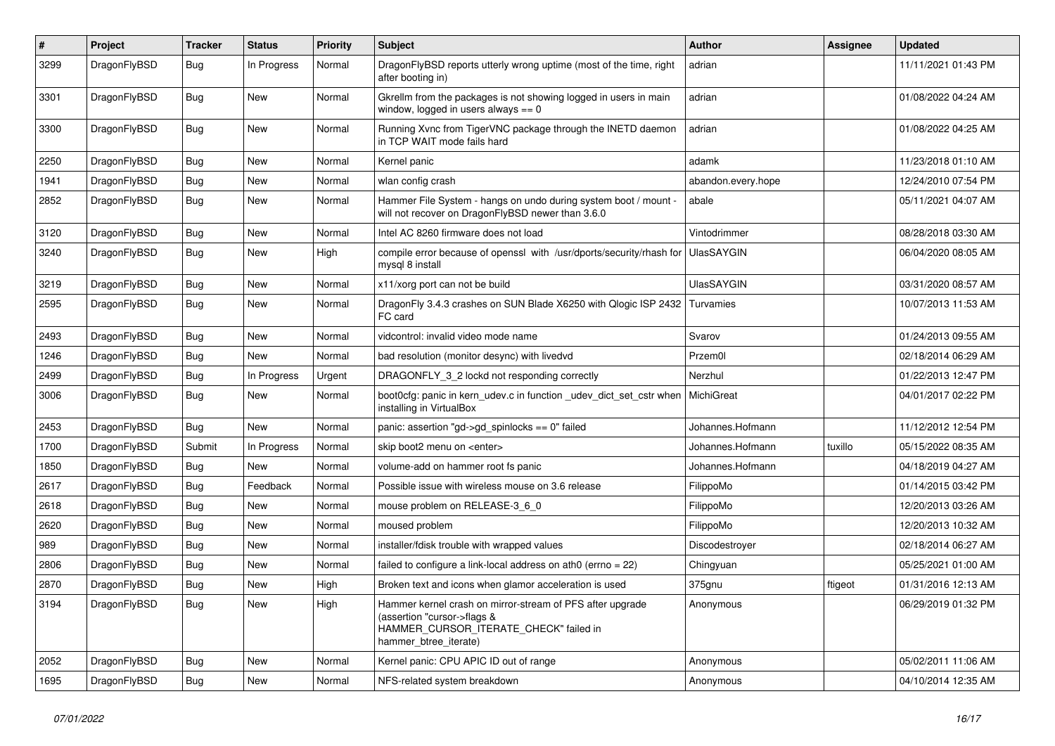| # | Project | Tracker | Status | Priority | Subject | Author | Assignee | Updated |
|---|---|---|---|---|---|---|---|---|
| 3299 | DragonFlyBSD | Bug | In Progress | Normal | DragonFlyBSD reports utterly wrong uptime (most of the time, right after booting in) | adrian | | 11/11/2021 01:43 PM |
| 3301 | DragonFlyBSD | Bug | New | Normal | Gkrellm from the packages is not showing logged in users in main window, logged in users always == 0 | adrian | | 01/08/2022 04:24 AM |
| 3300 | DragonFlyBSD | Bug | New | Normal | Running Xvnc from TigerVNC package through the INETD daemon in TCP WAIT mode fails hard | adrian | | 01/08/2022 04:25 AM |
| 2250 | DragonFlyBSD | Bug | New | Normal | Kernel panic | adamk | | 11/23/2018 01:10 AM |
| 1941 | DragonFlyBSD | Bug | New | Normal | wlan config crash | abandon.every.hope | | 12/24/2010 07:54 PM |
| 2852 | DragonFlyBSD | Bug | New | Normal | Hammer File System - hangs on undo during system boot / mount - will not recover on DragonFlyBSD newer than 3.6.0 | abale | | 05/11/2021 04:07 AM |
| 3120 | DragonFlyBSD | Bug | New | Normal | Intel AC 8260 firmware does not load | Vintodrimmer | | 08/28/2018 03:30 AM |
| 3240 | DragonFlyBSD | Bug | New | High | compile error because of openssl with /usr/dports/security/rhash for mysql 8 install | UlasSAYGIN | | 06/04/2020 08:05 AM |
| 3219 | DragonFlyBSD | Bug | New | Normal | x11/xorg port can not be build | UlasSAYGIN | | 03/31/2020 08:57 AM |
| 2595 | DragonFlyBSD | Bug | New | Normal | DragonFly 3.4.3 crashes on SUN Blade X6250 with Qlogic ISP 2432 FC card | Turvamies | | 10/07/2013 11:53 AM |
| 2493 | DragonFlyBSD | Bug | New | Normal | vidcontrol: invalid video mode name | Svarov | | 01/24/2013 09:55 AM |
| 1246 | DragonFlyBSD | Bug | New | Normal | bad resolution (monitor desync) with livedvd | Przem0l | | 02/18/2014 06:29 AM |
| 2499 | DragonFlyBSD | Bug | In Progress | Urgent | DRAGONFLY_3_2 lockd not responding correctly | Nerzhul | | 01/22/2013 12:47 PM |
| 3006 | DragonFlyBSD | Bug | New | Normal | boot0cfg: panic in kern_udev.c in function _udev_dict_set_cstr when installing in VirtualBox | MichiGreat | | 04/01/2017 02:22 PM |
| 2453 | DragonFlyBSD | Bug | New | Normal | panic: assertion "gd->gd_spinlocks == 0" failed | Johannes.Hofmann | | 11/12/2012 12:54 PM |
| 1700 | DragonFlyBSD | Submit | In Progress | Normal | skip boot2 menu on <enter> | Johannes.Hofmann | tuxillo | 05/15/2022 08:35 AM |
| 1850 | DragonFlyBSD | Bug | New | Normal | volume-add on hammer root fs panic | Johannes.Hofmann | | 04/18/2019 04:27 AM |
| 2617 | DragonFlyBSD | Bug | Feedback | Normal | Possible issue with wireless mouse on 3.6 release | FilippoMo | | 01/14/2015 03:42 PM |
| 2618 | DragonFlyBSD | Bug | New | Normal | mouse problem on RELEASE-3_6_0 | FilippoMo | | 12/20/2013 03:26 AM |
| 2620 | DragonFlyBSD | Bug | New | Normal | moused problem | FilippoMo | | 12/20/2013 10:32 AM |
| 989 | DragonFlyBSD | Bug | New | Normal | installer/fdisk trouble with wrapped values | Discodestroyer | | 02/18/2014 06:27 AM |
| 2806 | DragonFlyBSD | Bug | New | Normal | failed to configure a link-local address on ath0 (errno = 22) | Chingyuan | | 05/25/2021 01:00 AM |
| 2870 | DragonFlyBSD | Bug | New | High | Broken text and icons when glamor acceleration is used | 375gnu | ftigeot | 01/31/2016 12:13 AM |
| 3194 | DragonFlyBSD | Bug | New | High | Hammer kernel crash on mirror-stream of PFS after upgrade (assertion "cursor->flags & HAMMER_CURSOR_ITERATE_CHECK" failed in hammer_btree_iterate) | Anonymous | | 06/29/2019 01:32 PM |
| 2052 | DragonFlyBSD | Bug | New | Normal | Kernel panic: CPU APIC ID out of range | Anonymous | | 05/02/2011 11:06 AM |
| 1695 | DragonFlyBSD | Bug | New | Normal | NFS-related system breakdown | Anonymous | | 04/10/2014 12:35 AM |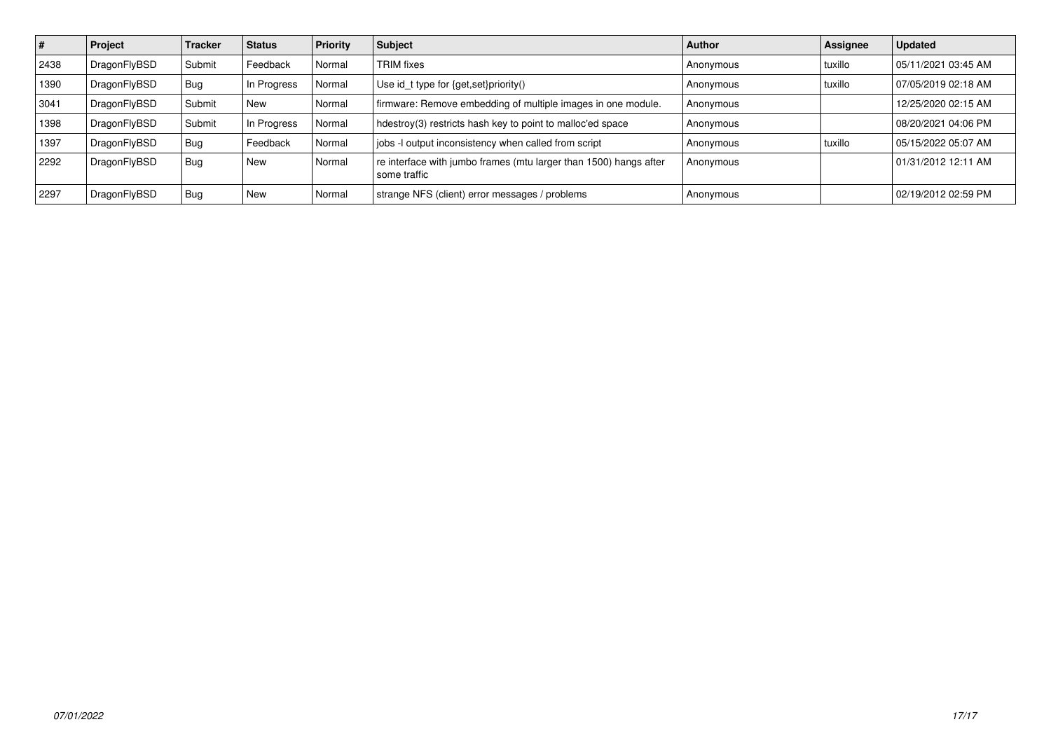| # | Project | Tracker | Status | Priority | Subject | Author | Assignee | Updated |
|---|---|---|---|---|---|---|---|---|
| 2438 | DragonFlyBSD | Submit | Feedback | Normal | TRIM fixes | Anonymous | tuxillo | 05/11/2021 03:45 AM |
| 1390 | DragonFlyBSD | Bug | In Progress | Normal | Use id_t type for {get,set}priority() | Anonymous | tuxillo | 07/05/2019 02:18 AM |
| 3041 | DragonFlyBSD | Submit | New | Normal | firmware: Remove embedding of multiple images in one module. | Anonymous | | 12/25/2020 02:15 AM |
| 1398 | DragonFlyBSD | Submit | In Progress | Normal | hdestroy(3) restricts hash key to point to malloc'ed space | Anonymous | | 08/20/2021 04:06 PM |
| 1397 | DragonFlyBSD | Bug | Feedback | Normal | jobs -l output inconsistency when called from script | Anonymous | tuxillo | 05/15/2022 05:07 AM |
| 2292 | DragonFlyBSD | Bug | New | Normal | re interface with jumbo frames (mtu larger than 1500) hangs after some traffic | Anonymous | | 01/31/2012 12:11 AM |
| 2297 | DragonFlyBSD | Bug | New | Normal | strange NFS (client) error messages / problems | Anonymous | | 02/19/2012 02:59 PM |